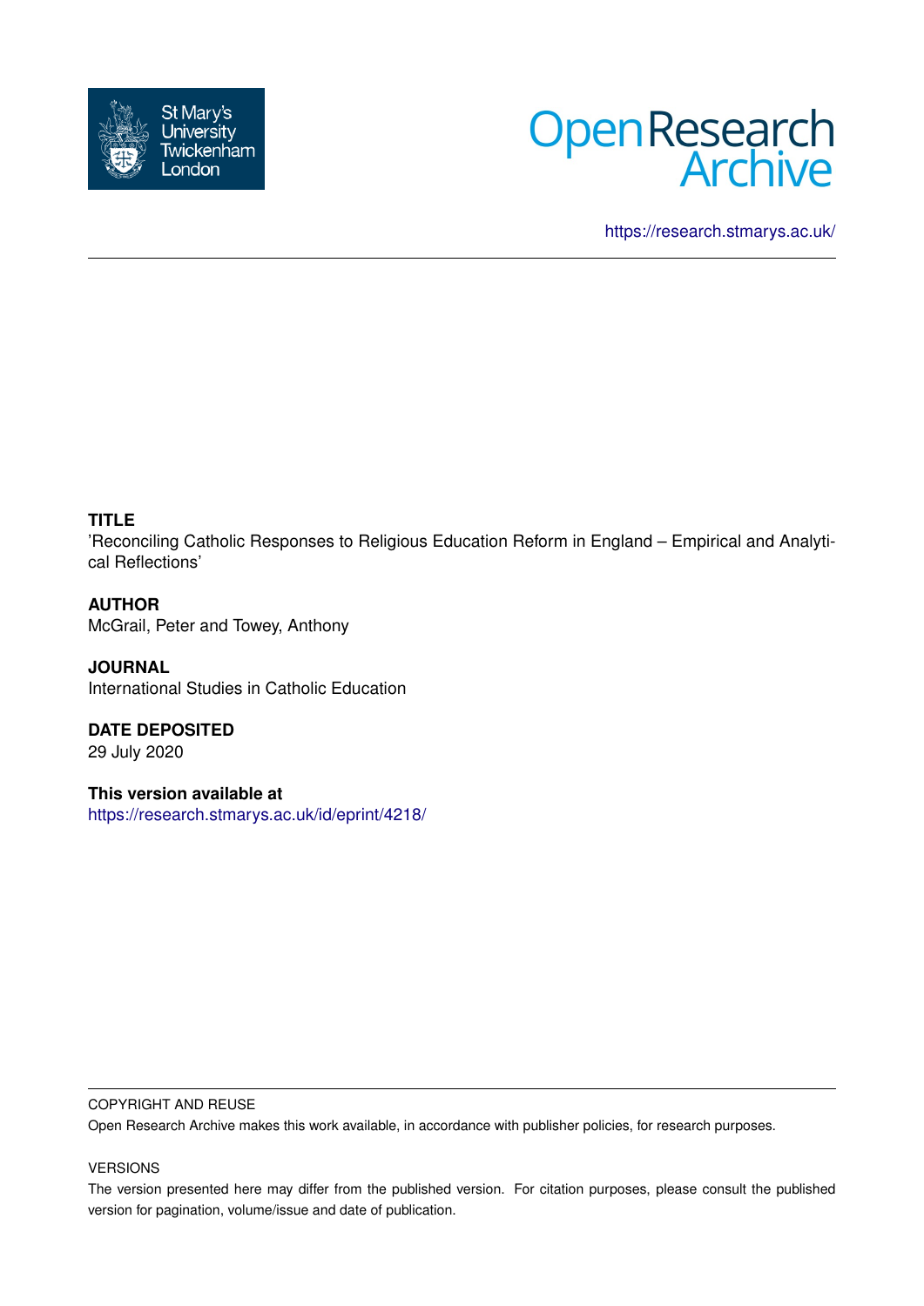St Mary's University Twickenham London

Open Research Archive

https://research.stmarys.ac.uk/

**TITLE**

'Reconciling Catholic Responses to Religious Education Reform in England – Empirical and Analytical Reflections'

**AUTHOR**

McGrail, Peter and Towey, Anthony

**JOURNAL**

International Studies in Catholic Education

**DATE DEPOSITED**

29 July 2020

**This version available at**

https://research.stmarys.ac.uk/id/eprint/4218/

COPYRIGHT AND REUSE

Open Research Archive makes this work available, in accordance with publisher policies, for research purposes.

VERSIONS

The version presented here may differ from the published version. For citation purposes, please consult the published version for pagination, volume/issue and date of publication.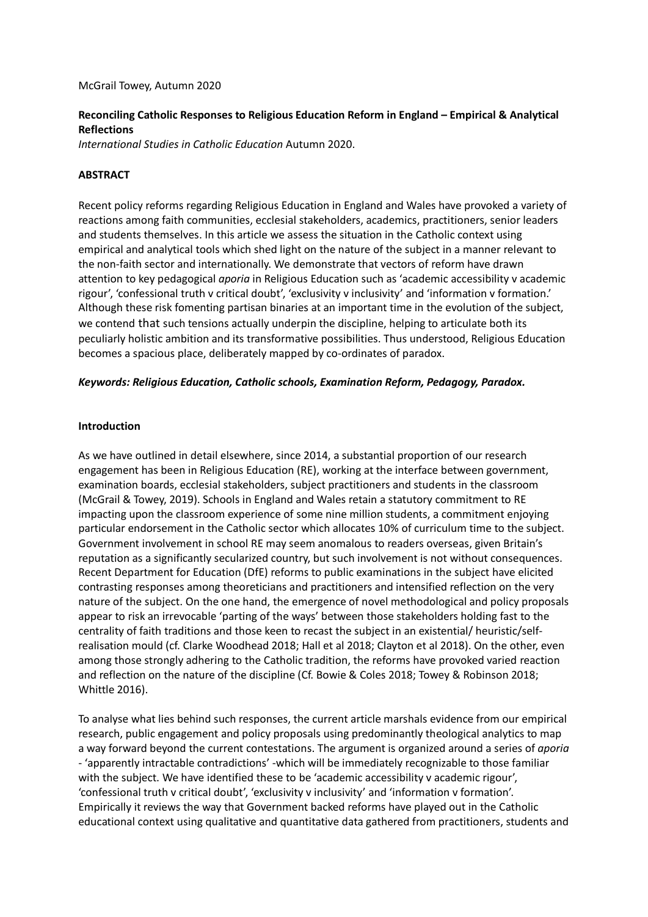McGrail Towey, Autumn 2020

**Reconciling Catholic Responses to Religious Education Reform in England – Empirical & Analytical Reflections**

*International Studies in Catholic Education* Autumn 2020.

**ABSTRACT**

Recent policy reforms regarding Religious Education in England and Wales have provoked a variety of reactions among faith communities, ecclesial stakeholders, academics, practitioners, senior leaders and students themselves. In this article we assess the situation in the Catholic context using empirical and analytical tools which shed light on the nature of the subject in a manner relevant to the non-faith sector and internationally. We demonstrate that vectors of reform have drawn attention to key pedagogical *aporia* in Religious Education such as 'academic accessibility v academic rigour', 'confessional truth v critical doubt', 'exclusivity v inclusivity' and 'information v formation.' Although these risk fomenting partisan binaries at an important time in the evolution of the subject, we contend that such tensions actually underpin the discipline, helping to articulate both its peculiarly holistic ambition and its transformative possibilities. Thus understood, Religious Education becomes a spacious place, deliberately mapped by co-ordinates of paradox.

***Keywords: Religious Education, Catholic schools, Examination Reform, Pedagogy, Paradox.***

**Introduction**

As we have outlined in detail elsewhere, since 2014, a substantial proportion of our research engagement has been in Religious Education (RE), working at the interface between government, examination boards, ecclesial stakeholders, subject practitioners and students in the classroom (McGrail & Towey, 2019). Schools in England and Wales retain a statutory commitment to RE impacting upon the classroom experience of some nine million students, a commitment enjoying particular endorsement in the Catholic sector which allocates 10% of curriculum time to the subject. Government involvement in school RE may seem anomalous to readers overseas, given Britain's reputation as a significantly secularized country, but such involvement is not without consequences. Recent Department for Education (DfE) reforms to public examinations in the subject have elicited contrasting responses among theoreticians and practitioners and intensified reflection on the very nature of the subject. On the one hand, the emergence of novel methodological and policy proposals appear to risk an irrevocable 'parting of the ways' between those stakeholders holding fast to the centrality of faith traditions and those keen to recast the subject in an existential/ heuristic/self-realisation mould (cf. Clarke Woodhead 2018; Hall et al 2018; Clayton et al 2018). On the other, even among those strongly adhering to the Catholic tradition, the reforms have provoked varied reaction and reflection on the nature of the discipline (Cf. Bowie & Coles 2018; Towey & Robinson 2018; Whittle 2016).

To analyse what lies behind such responses, the current article marshals evidence from our empirical research, public engagement and policy proposals using predominantly theological analytics to map a way forward beyond the current contestations. The argument is organized around a series of *aporia* - 'apparently intractable contradictions' -which will be immediately recognizable to those familiar with the subject. We have identified these to be 'academic accessibility v academic rigour', 'confessional truth v critical doubt', 'exclusivity v inclusivity' and 'information v formation'. Empirically it reviews the way that Government backed reforms have played out in the Catholic educational context using qualitative and quantitative data gathered from practitioners, students and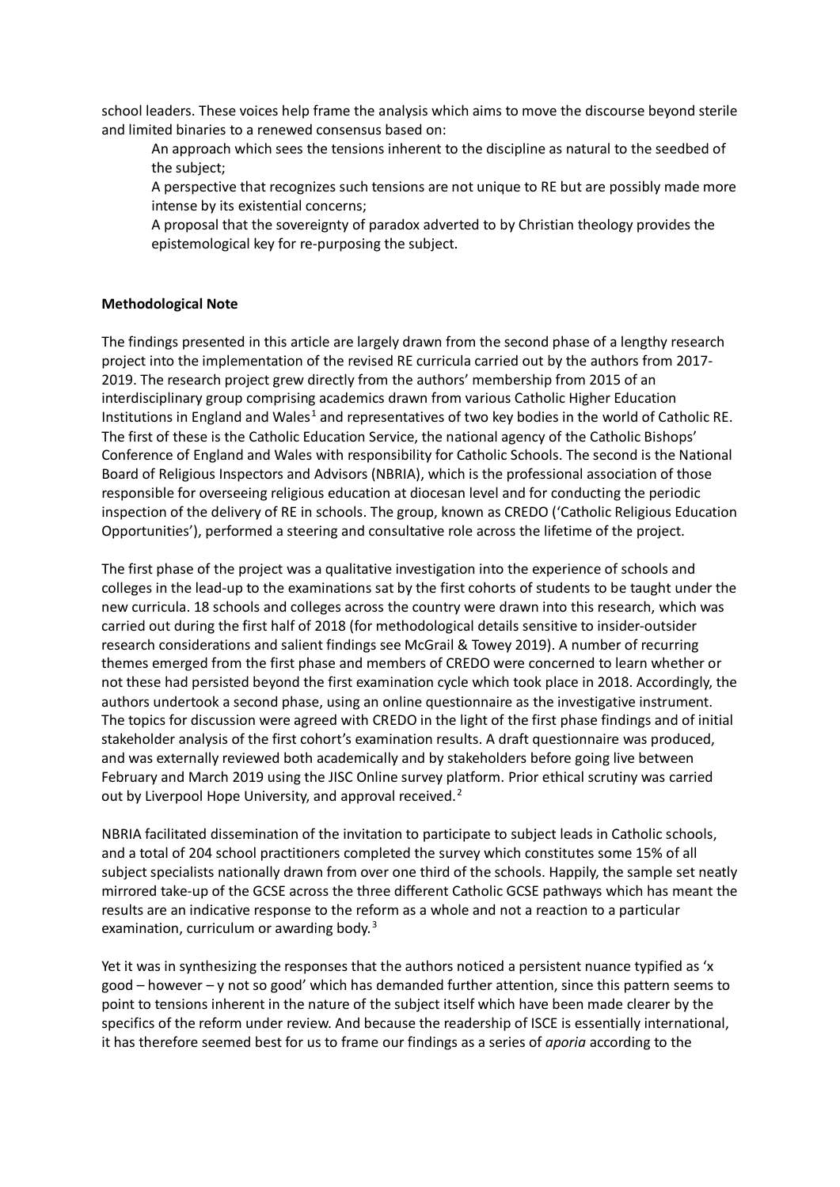school leaders. These voices help frame the analysis which aims to move the discourse beyond sterile and limited binaries to a renewed consensus based on:

- An approach which sees the tensions inherent to the discipline as natural to the seedbed of the subject;
- A perspective that recognizes such tensions are not unique to RE but are possibly made more intense by its existential concerns;
- A proposal that the sovereignty of paradox adverted to by Christian theology provides the epistemological key for re-purposing the subject.

**Methodological Note**

The findings presented in this article are largely drawn from the second phase of a lengthy research project into the implementation of the revised RE curricula carried out by the authors from 2017-2019. The research project grew directly from the authors' membership from 2015 of an interdisciplinary group comprising academics drawn from various Catholic Higher Education Institutions in England and Wales[1] and representatives of two key bodies in the world of Catholic RE. The first of these is the Catholic Education Service, the national agency of the Catholic Bishops' Conference of England and Wales with responsibility for Catholic Schools. The second is the National Board of Religious Inspectors and Advisors (NBRIA), which is the professional association of those responsible for overseeing religious education at diocesan level and for conducting the periodic inspection of the delivery of RE in schools. The group, known as CREDO ('Catholic Religious Education Opportunities'), performed a steering and consultative role across the lifetime of the project.

The first phase of the project was a qualitative investigation into the experience of schools and colleges in the lead-up to the examinations sat by the first cohorts of students to be taught under the new curricula. 18 schools and colleges across the country were drawn into this research, which was carried out during the first half of 2018 (for methodological details sensitive to insider-outsider research considerations and salient findings see McGrail & Towey 2019). A number of recurring themes emerged from the first phase and members of CREDO were concerned to learn whether or not these had persisted beyond the first examination cycle which took place in 2018. Accordingly, the authors undertook a second phase, using an online questionnaire as the investigative instrument. The topics for discussion were agreed with CREDO in the light of the first phase findings and of initial stakeholder analysis of the first cohort's examination results. A draft questionnaire was produced, and was externally reviewed both academically and by stakeholders before going live between February and March 2019 using the JISC Online survey platform. Prior ethical scrutiny was carried out by Liverpool Hope University, and approval received.[2]

NBRIA facilitated dissemination of the invitation to participate to subject leads in Catholic schools, and a total of 204 school practitioners completed the survey which constitutes some 15% of all subject specialists nationally drawn from over one third of the schools. Happily, the sample set neatly mirrored take-up of the GCSE across the three different Catholic GCSE pathways which has meant the results are an indicative response to the reform as a whole and not a reaction to a particular examination, curriculum or awarding body.[3]

Yet it was in synthesizing the responses that the authors noticed a persistent nuance typified as 'x good – however – y not so good' which has demanded further attention, since this pattern seems to point to tensions inherent in the nature of the subject itself which have been made clearer by the specifics of the reform under review. And because the readership of ISCE is essentially international, it has therefore seemed best for us to frame our findings as a series of *aporia* according to the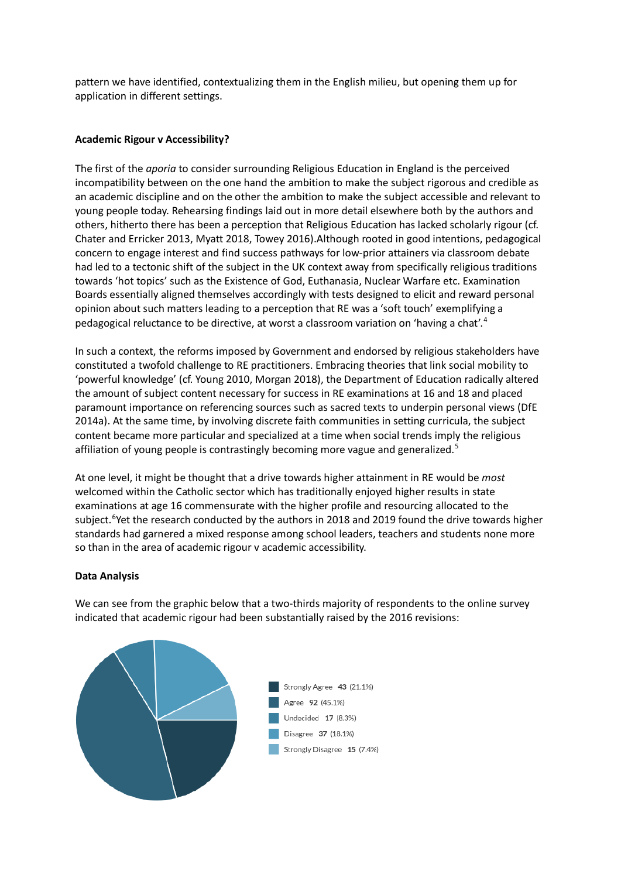pattern we have identified, contextualizing them in the English milieu, but opening them up for application in different settings.

**Academic Rigour v Accessibility?**

The first of the *aporia* to consider surrounding Religious Education in England is the perceived incompatibility between on the one hand the ambition to make the subject rigorous and credible as an academic discipline and on the other the ambition to make the subject accessible and relevant to young people today. Rehearsing findings laid out in more detail elsewhere both by the authors and others, hitherto there has been a perception that Religious Education has lacked scholarly rigour (cf. Chater and Erricker 2013, Myatt 2018, Towey 2016).Although rooted in good intentions, pedagogical concern to engage interest and find success pathways for low-prior attainers via classroom debate had led to a tectonic shift of the subject in the UK context away from specifically religious traditions towards 'hot topics' such as the Existence of God, Euthanasia, Nuclear Warfare etc. Examination Boards essentially aligned themselves accordingly with tests designed to elicit and reward personal opinion about such matters leading to a perception that RE was a 'soft touch' exemplifying a pedagogical reluctance to be directive, at worst a classroom variation on 'having a chat'.[4]

In such a context, the reforms imposed by Government and endorsed by religious stakeholders have constituted a twofold challenge to RE practitioners. Embracing theories that link social mobility to 'powerful knowledge' (cf. Young 2010, Morgan 2018), the Department of Education radically altered the amount of subject content necessary for success in RE examinations at 16 and 18 and placed paramount importance on referencing sources such as sacred texts to underpin personal views (DfE 2014a). At the same time, by involving discrete faith communities in setting curricula, the subject content became more particular and specialized at a time when social trends imply the religious affiliation of young people is contrastingly becoming more vague and generalized.[5]

At one level, it might be thought that a drive towards higher attainment in RE would be *most* welcomed within the Catholic sector which has traditionally enjoyed higher results in state examinations at age 16 commensurate with the higher profile and resourcing allocated to the subject.[6]Yet the research conducted by the authors in 2018 and 2019 found the drive towards higher standards had garnered a mixed response among school leaders, teachers and students none more so than in the area of academic rigour v academic accessibility.

**Data Analysis**

We can see from the graphic below that a two-thirds majority of respondents to the online survey indicated that academic rigour had been substantially raised by the 2016 revisions:

| Response | Count | Percentage |
|---|---|---|
| Strongly Agree | 43 | 21.1% |
| Agree | 92 | 45.1% |
| Undecided | 17 | 8.3% |
| Disagree | 37 | 18.1% |
| Strongly Disagree | 15 | 7.4% |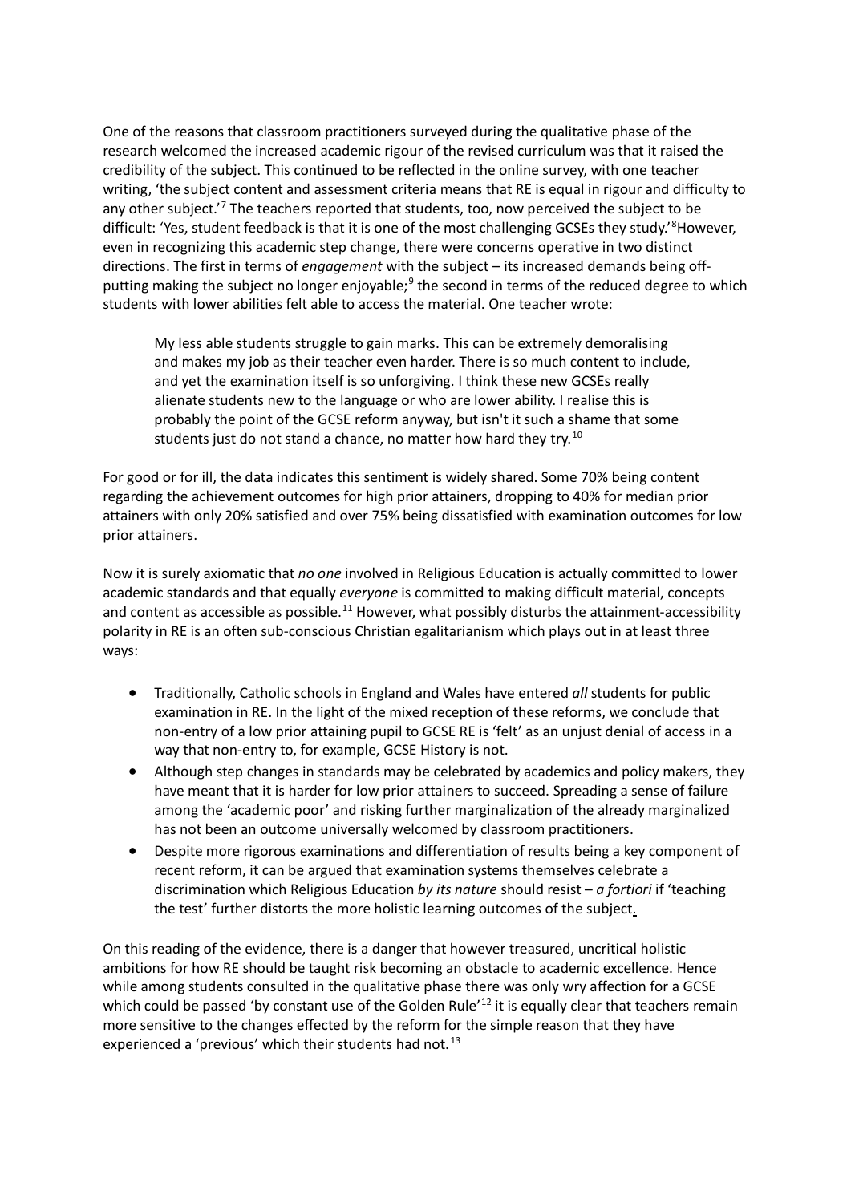One of the reasons that classroom practitioners surveyed during the qualitative phase of the research welcomed the increased academic rigour of the revised curriculum was that it raised the credibility of the subject. This continued to be reflected in the online survey, with one teacher writing, 'the subject content and assessment criteria means that RE is equal in rigour and difficulty to any other subject.'[7] The teachers reported that students, too, now perceived the subject to be difficult: 'Yes, student feedback is that it is one of the most challenging GCSEs they study.'[8]However, even in recognizing this academic step change, there were concerns operative in two distinct directions. The first in terms of *engagement* with the subject – its increased demands being off-putting making the subject no longer enjoyable;[9] the second in terms of the reduced degree to which students with lower abilities felt able to access the material. One teacher wrote:

> My less able students struggle to gain marks. This can be extremely demoralising and makes my job as their teacher even harder. There is so much content to include, and yet the examination itself is so unforgiving. I think these new GCSEs really alienate students new to the language or who are lower ability. I realise this is probably the point of the GCSE reform anyway, but isn't it such a shame that some students just do not stand a chance, no matter how hard they try.[10]

For good or for ill, the data indicates this sentiment is widely shared. Some 70% being content regarding the achievement outcomes for high prior attainers, dropping to 40% for median prior attainers with only 20% satisfied and over 75% being dissatisfied with examination outcomes for low prior attainers.

Now it is surely axiomatic that *no one* involved in Religious Education is actually committed to lower academic standards and that equally *everyone* is committed to making difficult material, concepts and content as accessible as possible.[11] However, what possibly disturbs the attainment-accessibility polarity in RE is an often sub-conscious Christian egalitarianism which plays out in at least three ways:

- Traditionally, Catholic schools in England and Wales have entered *all* students for public examination in RE. In the light of the mixed reception of these reforms, we conclude that non-entry of a low prior attaining pupil to GCSE RE is 'felt' as an unjust denial of access in a way that non-entry to, for example, GCSE History is not.
- Although step changes in standards may be celebrated by academics and policy makers, they have meant that it is harder for low prior attainers to succeed. Spreading a sense of failure among the 'academic poor' and risking further marginalization of the already marginalized has not been an outcome universally welcomed by classroom practitioners.
- Despite more rigorous examinations and differentiation of results being a key component of recent reform, it can be argued that examination systems themselves celebrate a discrimination which Religious Education *by its nature* should resist – *a fortiori* if 'teaching the test' further distorts the more holistic learning outcomes of the subject.

On this reading of the evidence, there is a danger that however treasured, uncritical holistic ambitions for how RE should be taught risk becoming an obstacle to academic excellence. Hence while among students consulted in the qualitative phase there was only wry affection for a GCSE which could be passed 'by constant use of the Golden Rule'[12] it is equally clear that teachers remain more sensitive to the changes effected by the reform for the simple reason that they have experienced a 'previous' which their students had not.[13]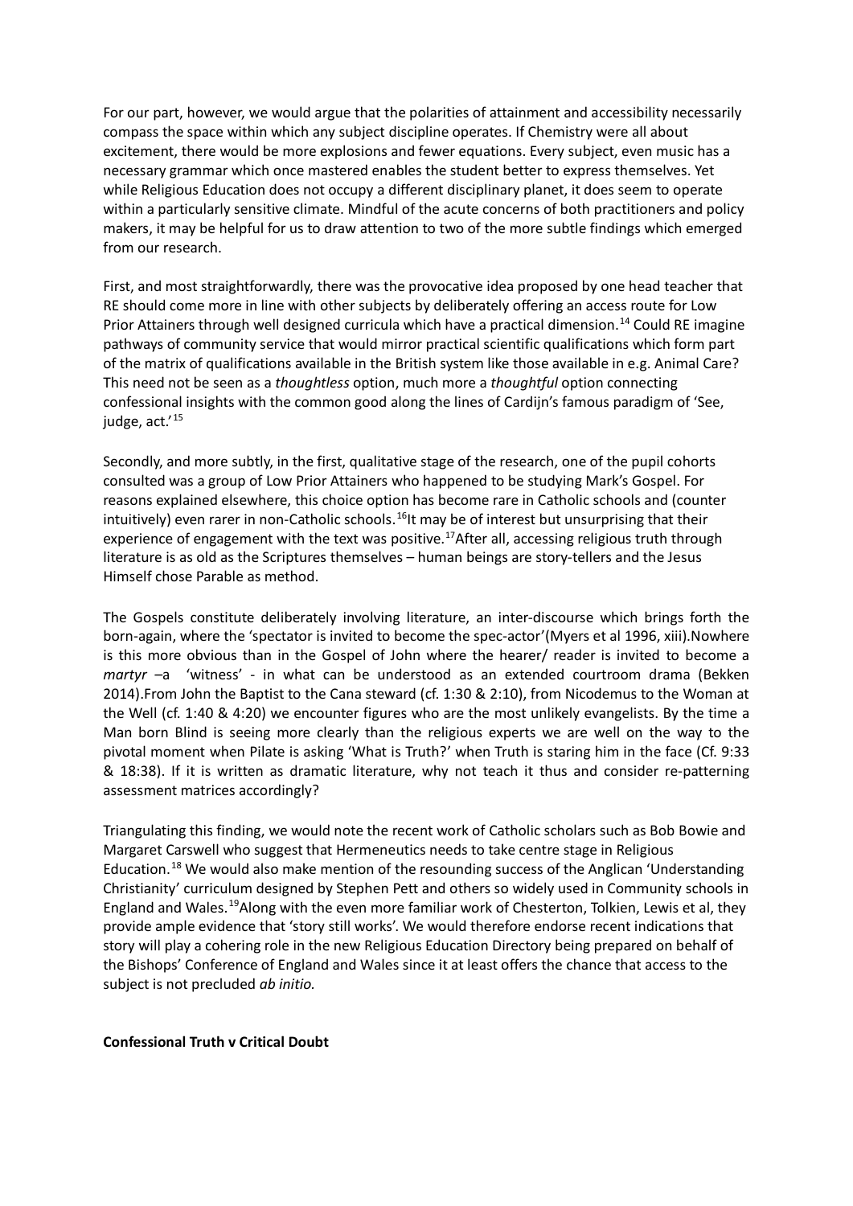For our part, however, we would argue that the polarities of attainment and accessibility necessarily compass the space within which any subject discipline operates. If Chemistry were all about excitement, there would be more explosions and fewer equations. Every subject, even music has a necessary grammar which once mastered enables the student better to express themselves. Yet while Religious Education does not occupy a different disciplinary planet, it does seem to operate within a particularly sensitive climate. Mindful of the acute concerns of both practitioners and policy makers, it may be helpful for us to draw attention to two of the more subtle findings which emerged from our research.

First, and most straightforwardly, there was the provocative idea proposed by one head teacher that RE should come more in line with other subjects by deliberately offering an access route for Low Prior Attainers through well designed curricula which have a practical dimension.[14] Could RE imagine pathways of community service that would mirror practical scientific qualifications which form part of the matrix of qualifications available in the British system like those available in e.g. Animal Care? This need not be seen as a *thoughtless* option, much more a *thoughtful* option connecting confessional insights with the common good along the lines of Cardijn's famous paradigm of 'See, judge, act.'[15]

Secondly, and more subtly, in the first, qualitative stage of the research, one of the pupil cohorts consulted was a group of Low Prior Attainers who happened to be studying Mark's Gospel. For reasons explained elsewhere, this choice option has become rare in Catholic schools and (counter intuitively) even rarer in non-Catholic schools.[16]It may be of interest but unsurprising that their experience of engagement with the text was positive.[17]After all, accessing religious truth through literature is as old as the Scriptures themselves – human beings are story-tellers and the Jesus Himself chose Parable as method.

The Gospels constitute deliberately involving literature, an inter-discourse which brings forth the born-again, where the 'spectator is invited to become the spec-actor'(Myers et al 1996, xiii).Nowhere is this more obvious than in the Gospel of John where the hearer/ reader is invited to become a *martyr* –a 'witness' - in what can be understood as an extended courtroom drama (Bekken 2014).From John the Baptist to the Cana steward (cf. 1:30 & 2:10), from Nicodemus to the Woman at the Well (cf. 1:40 & 4:20) we encounter figures who are the most unlikely evangelists. By the time a Man born Blind is seeing more clearly than the religious experts we are well on the way to the pivotal moment when Pilate is asking 'What is Truth?' when Truth is staring him in the face (Cf. 9:33 & 18:38). If it is written as dramatic literature, why not teach it thus and consider re-patterning assessment matrices accordingly?

Triangulating this finding, we would note the recent work of Catholic scholars such as Bob Bowie and Margaret Carswell who suggest that Hermeneutics needs to take centre stage in Religious Education.[18] We would also make mention of the resounding success of the Anglican 'Understanding Christianity' curriculum designed by Stephen Pett and others so widely used in Community schools in England and Wales.[19]Along with the even more familiar work of Chesterton, Tolkien, Lewis et al, they provide ample evidence that 'story still works'. We would therefore endorse recent indications that story will play a cohering role in the new Religious Education Directory being prepared on behalf of the Bishops' Conference of England and Wales since it at least offers the chance that access to the subject is not precluded *ab initio.*

**Confessional Truth v Critical Doubt**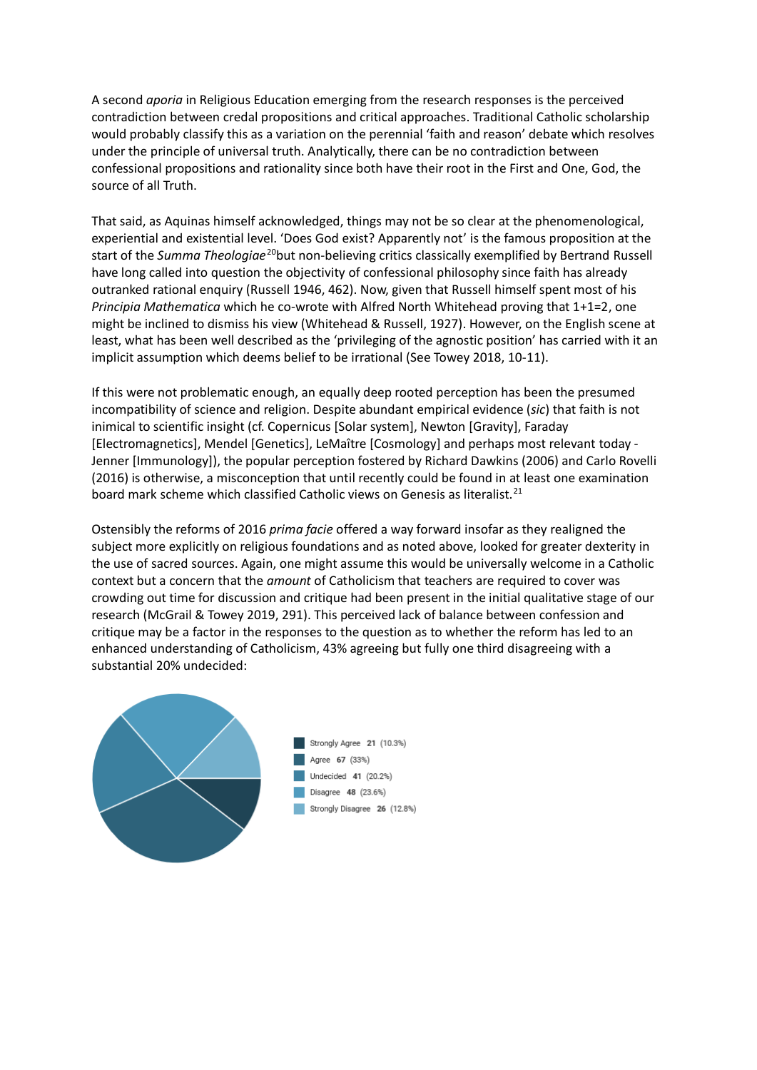A second *aporia* in Religious Education emerging from the research responses is the perceived contradiction between credal propositions and critical approaches. Traditional Catholic scholarship would probably classify this as a variation on the perennial 'faith and reason' debate which resolves under the principle of universal truth. Analytically, there can be no contradiction between confessional propositions and rationality since both have their root in the First and One, God, the source of all Truth.

That said, as Aquinas himself acknowledged, things may not be so clear at the phenomenological, experiential and existential level. 'Does God exist? Apparently not' is the famous proposition at the start of the *Summa Theologiae*[20]but non-believing critics classically exemplified by Bertrand Russell have long called into question the objectivity of confessional philosophy since faith has already outranked rational enquiry (Russell 1946, 462). Now, given that Russell himself spent most of his *Principia Mathematica* which he co-wrote with Alfred North Whitehead proving that 1+1=2, one might be inclined to dismiss his view (Whitehead & Russell, 1927). However, on the English scene at least, what has been well described as the 'privileging of the agnostic position' has carried with it an implicit assumption which deems belief to be irrational (See Towey 2018, 10-11).

If this were not problematic enough, an equally deep rooted perception has been the presumed incompatibility of science and religion. Despite abundant empirical evidence (*sic*) that faith is not inimical to scientific insight (cf. Copernicus [Solar system], Newton [Gravity], Faraday [Electromagnetics], Mendel [Genetics], LeMaître [Cosmology] and perhaps most relevant today - Jenner [Immunology]), the popular perception fostered by Richard Dawkins (2006) and Carlo Rovelli (2016) is otherwise, a misconception that until recently could be found in at least one examination board mark scheme which classified Catholic views on Genesis as literalist.[21]

Ostensibly the reforms of 2016 *prima facie* offered a way forward insofar as they realigned the subject more explicitly on religious foundations and as noted above, looked for greater dexterity in the use of sacred sources. Again, one might assume this would be universally welcome in a Catholic context but a concern that the *amount* of Catholicism that teachers are required to cover was crowding out time for discussion and critique had been present in the initial qualitative stage of our research (McGrail & Towey 2019, 291). This perceived lack of balance between confession and critique may be a factor in the responses to the question as to whether the reform has led to an enhanced understanding of Catholicism, 43% agreeing but fully one third disagreeing with a substantial 20% undecided:

| Response | Count | Percentage |
|---|---|---|
| Strongly Agree | 21 | (10.3%) |
| Agree | 67 | (33%) |
| Undecided | 41 | (20.2%) |
| Disagree | 48 | (23.6%) |
| Strongly Disagree | 26 | (12.8%) |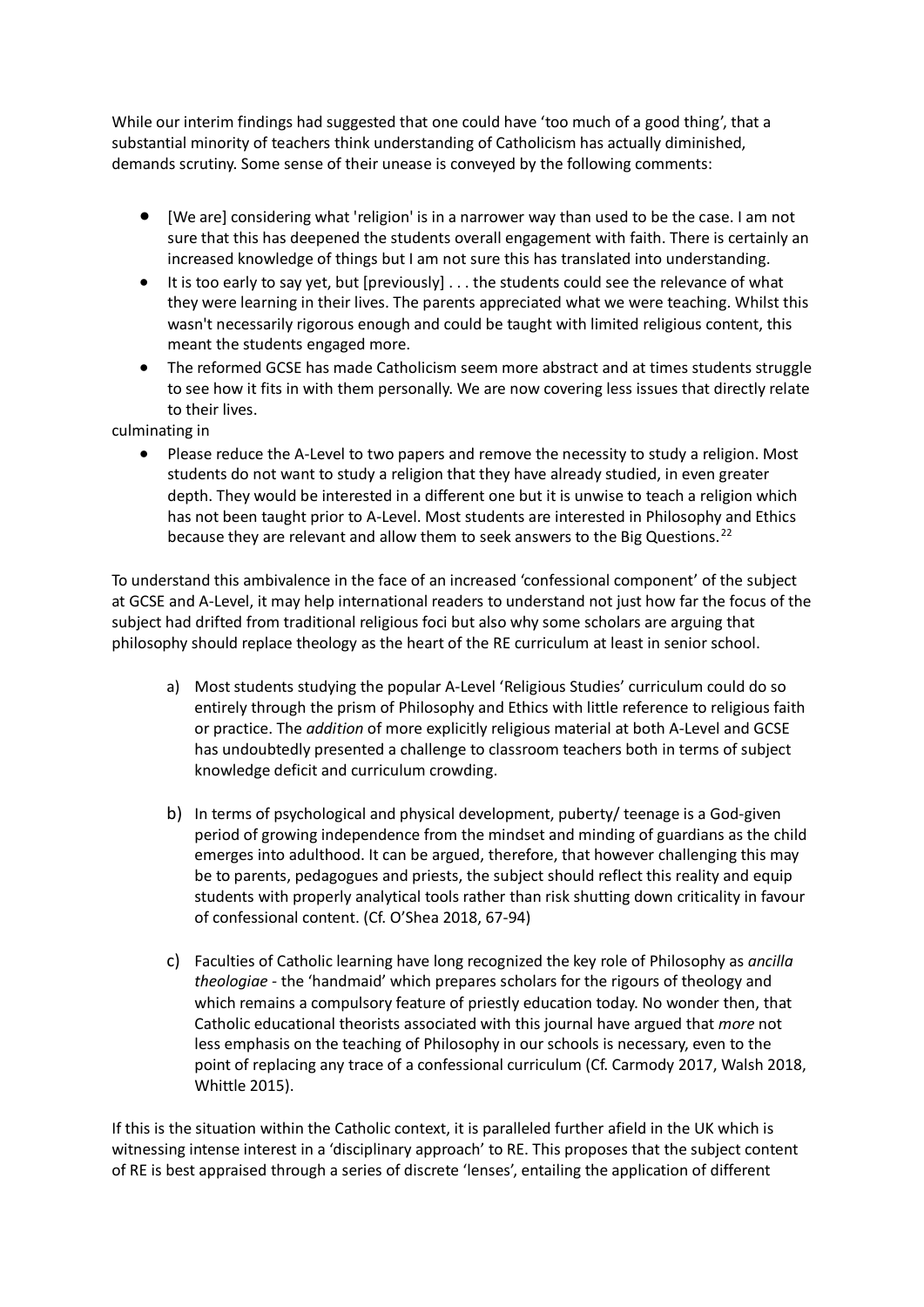While our interim findings had suggested that one could have 'too much of a good thing', that a substantial minority of teachers think understanding of Catholicism has actually diminished, demands scrutiny. Some sense of their unease is conveyed by the following comments:

- [We are] considering what 'religion' is in a narrower way than used to be the case. I am not sure that this has deepened the students overall engagement with faith. There is certainly an increased knowledge of things but I am not sure this has translated into understanding.
- It is too early to say yet, but [previously] . . . the students could see the relevance of what they were learning in their lives. The parents appreciated what we were teaching. Whilst this wasn't necessarily rigorous enough and could be taught with limited religious content, this meant the students engaged more.
- The reformed GCSE has made Catholicism seem more abstract and at times students struggle to see how it fits in with them personally. We are now covering less issues that directly relate to their lives.

culminating in

- Please reduce the A-Level to two papers and remove the necessity to study a religion. Most students do not want to study a religion that they have already studied, in even greater depth. They would be interested in a different one but it is unwise to teach a religion which has not been taught prior to A-Level. Most students are interested in Philosophy and Ethics because they are relevant and allow them to seek answers to the Big Questions.[22]

To understand this ambivalence in the face of an increased 'confessional component' of the subject at GCSE and A-Level, it may help international readers to understand not just how far the focus of the subject had drifted from traditional religious foci but also why some scholars are arguing that philosophy should replace theology as the heart of the RE curriculum at least in senior school.

a) Most students studying the popular A-Level 'Religious Studies' curriculum could do so entirely through the prism of Philosophy and Ethics with little reference to religious faith or practice. The *addition* of more explicitly religious material at both A-Level and GCSE has undoubtedly presented a challenge to classroom teachers both in terms of subject knowledge deficit and curriculum crowding.

b) In terms of psychological and physical development, puberty/ teenage is a God-given period of growing independence from the mindset and minding of guardians as the child emerges into adulthood. It can be argued, therefore, that however challenging this may be to parents, pedagogues and priests, the subject should reflect this reality and equip students with properly analytical tools rather than risk shutting down criticality in favour of confessional content. (Cf. O'Shea 2018, 67-94)

c) Faculties of Catholic learning have long recognized the key role of Philosophy as *ancilla theologiae* - the 'handmaid' which prepares scholars for the rigours of theology and which remains a compulsory feature of priestly education today. No wonder then, that Catholic educational theorists associated with this journal have argued that *more* not less emphasis on the teaching of Philosophy in our schools is necessary, even to the point of replacing any trace of a confessional curriculum (Cf. Carmody 2017, Walsh 2018, Whittle 2015).

If this is the situation within the Catholic context, it is paralleled further afield in the UK which is witnessing intense interest in a 'disciplinary approach' to RE. This proposes that the subject content of RE is best appraised through a series of discrete 'lenses', entailing the application of different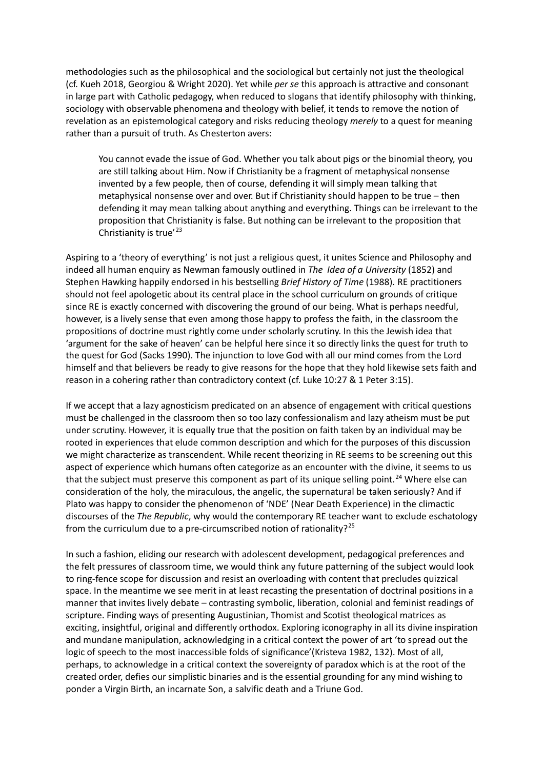methodologies such as the philosophical and the sociological but certainly not just the theological (cf. Kueh 2018, Georgiou & Wright 2020). Yet while *per se* this approach is attractive and consonant in large part with Catholic pedagogy, when reduced to slogans that identify philosophy with thinking, sociology with observable phenomena and theology with belief, it tends to remove the notion of revelation as an epistemological category and risks reducing theology *merely* to a quest for meaning rather than a pursuit of truth. As Chesterton avers:

> You cannot evade the issue of God. Whether you talk about pigs or the binomial theory, you are still talking about Him. Now if Christianity be a fragment of metaphysical nonsense invented by a few people, then of course, defending it will simply mean talking that metaphysical nonsense over and over. But if Christianity should happen to be true – then defending it may mean talking about anything and everything. Things can be irrelevant to the proposition that Christianity is false. But nothing can be irrelevant to the proposition that Christianity is true'[23]

Aspiring to a 'theory of everything' is not just a religious quest, it unites Science and Philosophy and indeed all human enquiry as Newman famously outlined in *The Idea of a University* (1852) and Stephen Hawking happily endorsed in his bestselling *Brief History of Time* (1988). RE practitioners should not feel apologetic about its central place in the school curriculum on grounds of critique since RE is exactly concerned with discovering the ground of our being. What is perhaps needful, however, is a lively sense that even among those happy to profess the faith, in the classroom the propositions of doctrine must rightly come under scholarly scrutiny. In this the Jewish idea that 'argument for the sake of heaven' can be helpful here since it so directly links the quest for truth to the quest for God (Sacks 1990). The injunction to love God with all our mind comes from the Lord himself and that believers be ready to give reasons for the hope that they hold likewise sets faith and reason in a cohering rather than contradictory context (cf. Luke 10:27 & 1 Peter 3:15).

If we accept that a lazy agnosticism predicated on an absence of engagement with critical questions must be challenged in the classroom then so too lazy confessionalism and lazy atheism must be put under scrutiny. However, it is equally true that the position on faith taken by an individual may be rooted in experiences that elude common description and which for the purposes of this discussion we might characterize as transcendent. While recent theorizing in RE seems to be screening out this aspect of experience which humans often categorize as an encounter with the divine, it seems to us that the subject must preserve this component as part of its unique selling point.[24] Where else can consideration of the holy, the miraculous, the angelic, the supernatural be taken seriously? And if Plato was happy to consider the phenomenon of 'NDE' (Near Death Experience) in the climactic discourses of the *The Republic*, why would the contemporary RE teacher want to exclude eschatology from the curriculum due to a pre-circumscribed notion of rationality?[25]

In such a fashion, eliding our research with adolescent development, pedagogical preferences and the felt pressures of classroom time, we would think any future patterning of the subject would look to ring-fence scope for discussion and resist an overloading with content that precludes quizzical space. In the meantime we see merit in at least recasting the presentation of doctrinal positions in a manner that invites lively debate – contrasting symbolic, liberation, colonial and feminist readings of scripture. Finding ways of presenting Augustinian, Thomist and Scotist theological matrices as exciting, insightful, original and differently orthodox. Exploring iconography in all its divine inspiration and mundane manipulation, acknowledging in a critical context the power of art 'to spread out the logic of speech to the most inaccessible folds of significance'(Kristeva 1982, 132). Most of all, perhaps, to acknowledge in a critical context the sovereignty of paradox which is at the root of the created order, defies our simplistic binaries and is the essential grounding for any mind wishing to ponder a Virgin Birth, an incarnate Son, a salvific death and a Triune God.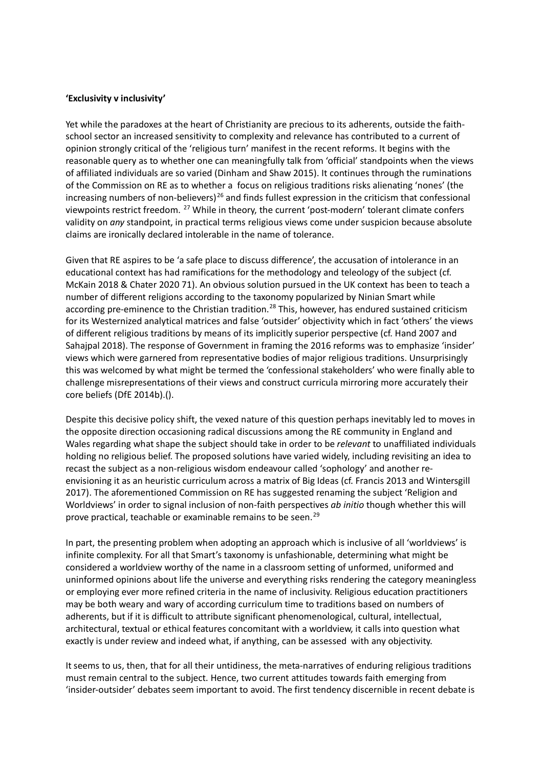**'Exclusivity v inclusivity'**

Yet while the paradoxes at the heart of Christianity are precious to its adherents, outside the faith-school sector an increased sensitivity to complexity and relevance has contributed to a current of opinion strongly critical of the 'religious turn' manifest in the recent reforms. It begins with the reasonable query as to whether one can meaningfully talk from 'official' standpoints when the views of affiliated individuals are so varied (Dinham and Shaw 2015). It continues through the ruminations of the Commission on RE as to whether a focus on religious traditions risks alienating 'nones' (the increasing numbers of non-believers)[26] and finds fullest expression in the criticism that confessional viewpoints restrict freedom. [27] While in theory, the current 'post-modern' tolerant climate confers validity on *any* standpoint, in practical terms religious views come under suspicion because absolute claims are ironically declared intolerable in the name of tolerance.

Given that RE aspires to be 'a safe place to discuss difference', the accusation of intolerance in an educational context has had ramifications for the methodology and teleology of the subject (cf. McKain 2018 & Chater 2020 71). An obvious solution pursued in the UK context has been to teach a number of different religions according to the taxonomy popularized by Ninian Smart while according pre-eminence to the Christian tradition.[28] This, however, has endured sustained criticism for its Westernized analytical matrices and false 'outsider' objectivity which in fact 'others' the views of different religious traditions by means of its implicitly superior perspective (cf. Hand 2007 and Sahajpal 2018). The response of Government in framing the 2016 reforms was to emphasize 'insider' views which were garnered from representative bodies of major religious traditions. Unsurprisingly this was welcomed by what might be termed the 'confessional stakeholders' who were finally able to challenge misrepresentations of their views and construct curricula mirroring more accurately their core beliefs (DfE 2014b).().

Despite this decisive policy shift, the vexed nature of this question perhaps inevitably led to moves in the opposite direction occasioning radical discussions among the RE community in England and Wales regarding what shape the subject should take in order to be *relevant* to unaffiliated individuals holding no religious belief. The proposed solutions have varied widely, including revisiting an idea to recast the subject as a non-religious wisdom endeavour called 'sophology' and another re-envisioning it as an heuristic curriculum across a matrix of Big Ideas (cf. Francis 2013 and Wintersgill 2017). The aforementioned Commission on RE has suggested renaming the subject 'Religion and Worldviews' in order to signal inclusion of non-faith perspectives *ab initio* though whether this will prove practical, teachable or examinable remains to be seen.[29]

In part, the presenting problem when adopting an approach which is inclusive of all 'worldviews' is infinite complexity. For all that Smart's taxonomy is unfashionable, determining what might be considered a worldview worthy of the name in a classroom setting of unformed, uniformed and uninformed opinions about life the universe and everything risks rendering the category meaningless or employing ever more refined criteria in the name of inclusivity. Religious education practitioners may be both weary and wary of according curriculum time to traditions based on numbers of adherents, but if it is difficult to attribute significant phenomenological, cultural, intellectual, architectural, textual or ethical features concomitant with a worldview, it calls into question what exactly is under review and indeed what, if anything, can be assessed with any objectivity.

It seems to us, then, that for all their untidiness, the meta-narratives of enduring religious traditions must remain central to the subject. Hence, two current attitudes towards faith emerging from 'insider-outsider' debates seem important to avoid. The first tendency discernible in recent debate is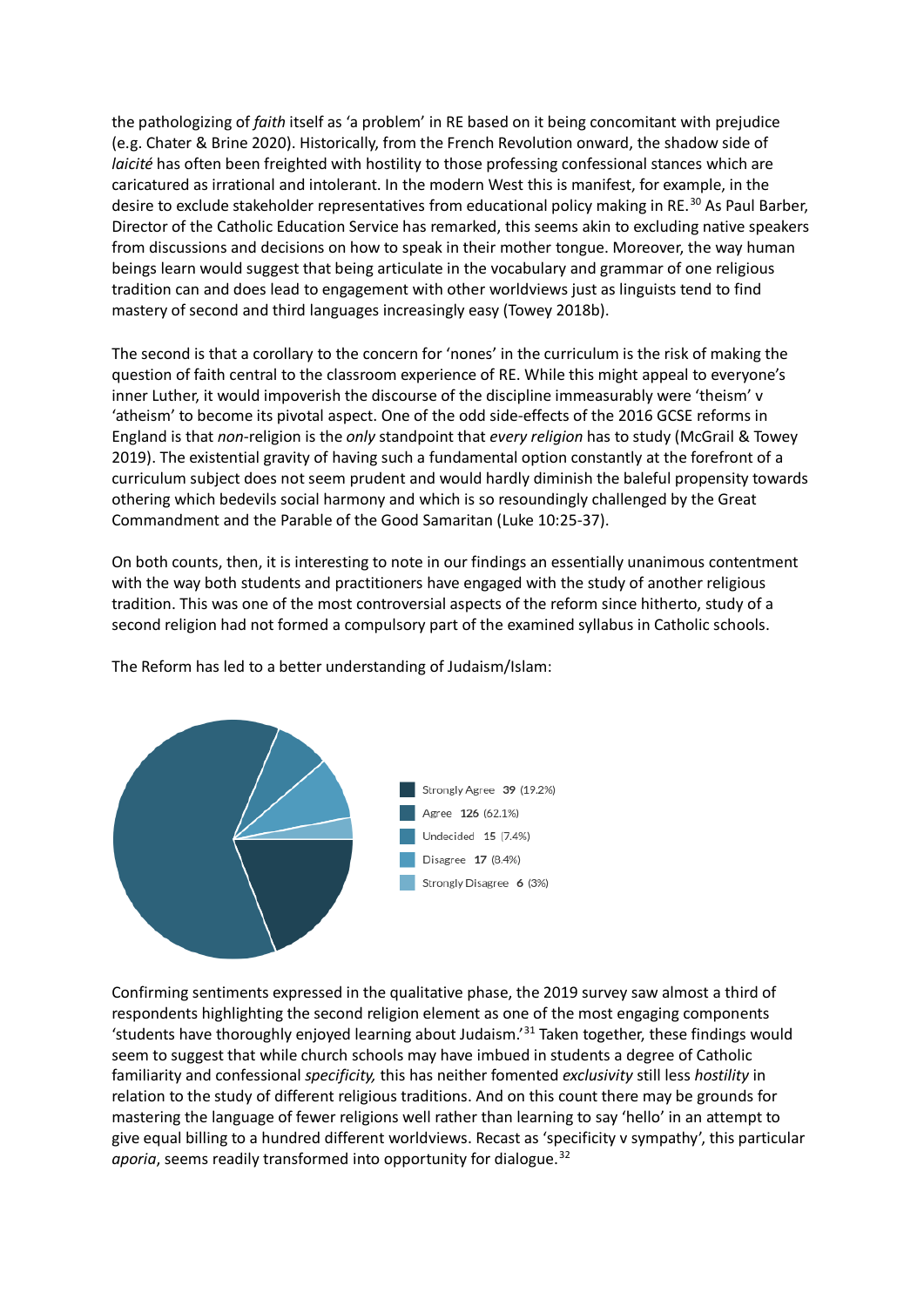the pathologizing of *faith* itself as 'a problem' in RE based on it being concomitant with prejudice (e.g. Chater & Brine 2020). Historically, from the French Revolution onward, the shadow side of *laïcité* has often been freighted with hostility to those professing confessional stances which are caricatured as irrational and intolerant. In the modern West this is manifest, for example, in the desire to exclude stakeholder representatives from educational policy making in RE.[30] As Paul Barber, Director of the Catholic Education Service has remarked, this seems akin to excluding native speakers from discussions and decisions on how to speak in their mother tongue. Moreover, the way human beings learn would suggest that being articulate in the vocabulary and grammar of one religious tradition can and does lead to engagement with other worldviews just as linguists tend to find mastery of second and third languages increasingly easy (Towey 2018b).

The second is that a corollary to the concern for 'nones' in the curriculum is the risk of making the question of faith central to the classroom experience of RE. While this might appeal to everyone's inner Luther, it would impoverish the discourse of the discipline immeasurably were 'theism' v 'atheism' to become its pivotal aspect. One of the odd side-effects of the 2016 GCSE reforms in England is that *non*-religion is the *only* standpoint that *every religion* has to study (McGrail & Towey 2019). The existential gravity of having such a fundamental option constantly at the forefront of a curriculum subject does not seem prudent and would hardly diminish the baleful propensity towards othering which bedevils social harmony and which is so resoundingly challenged by the Great Commandment and the Parable of the Good Samaritan (Luke 10:25-37).

On both counts, then, it is interesting to note in our findings an essentially unanimous contentment with the way both students and practitioners have engaged with the study of another religious tradition. This was one of the most controversial aspects of the reform since hitherto, study of a second religion had not formed a compulsory part of the examined syllabus in Catholic schools.

The Reform has led to a better understanding of Judaism/Islam:

| Response | Count | Percentage |
|---|---|---|
| Strongly Agree | 39 | (19.2%) |
| Agree | 126 | (62.1%) |
| Undecided | 15 | (7.4%) |
| Disagree | 17 | (8.4%) |
| Strongly Disagree | 6 | (3%) |

Confirming sentiments expressed in the qualitative phase, the 2019 survey saw almost a third of respondents highlighting the second religion element as one of the most engaging components 'students have thoroughly enjoyed learning about Judaism.'[31] Taken together, these findings would seem to suggest that while church schools may have imbued in students a degree of Catholic familiarity and confessional *specificity,* this has neither fomented *exclusivity* still less *hostility* in relation to the study of different religious traditions. And on this count there may be grounds for mastering the language of fewer religions well rather than learning to say 'hello' in an attempt to give equal billing to a hundred different worldviews. Recast as 'specificity v sympathy', this particular *aporia*, seems readily transformed into opportunity for dialogue.[32]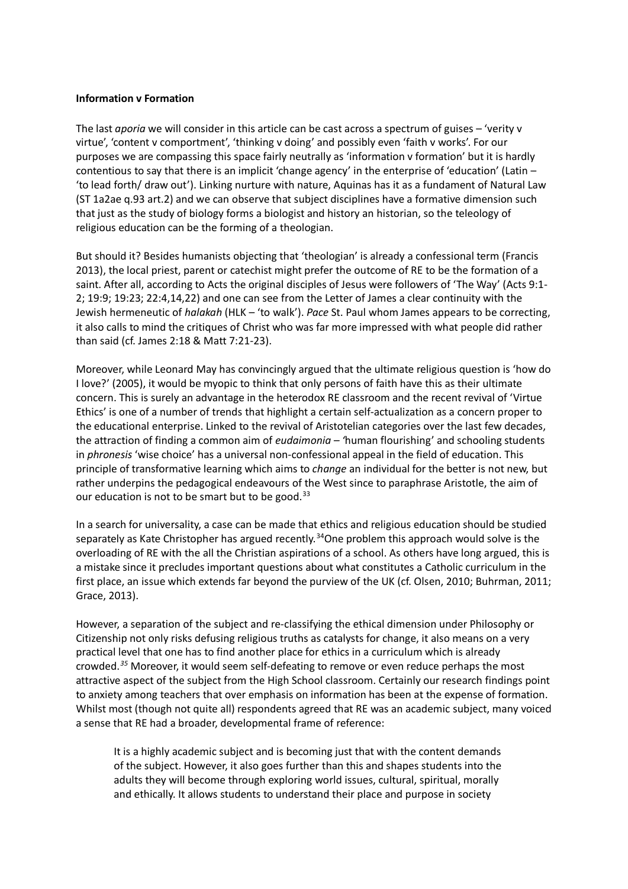**Information v Formation**

The last *aporia* we will consider in this article can be cast across a spectrum of guises – 'verity v virtue', 'content v comportment', 'thinking v doing' and possibly even 'faith v works'. For our purposes we are compassing this space fairly neutrally as 'information v formation' but it is hardly contentious to say that there is an implicit 'change agency' in the enterprise of 'education' (Latin – 'to lead forth/ draw out'). Linking nurture with nature, Aquinas has it as a fundament of Natural Law (ST 1a2ae q.93 art.2) and we can observe that subject disciplines have a formative dimension such that just as the study of biology forms a biologist and history an historian, so the teleology of religious education can be the forming of a theologian.

But should it? Besides humanists objecting that 'theologian' is already a confessional term (Francis 2013), the local priest, parent or catechist might prefer the outcome of RE to be the formation of a saint. After all, according to Acts the original disciples of Jesus were followers of 'The Way' (Acts 9:1-2; 19:9; 19:23; 22:4,14,22) and one can see from the Letter of James a clear continuity with the Jewish hermeneutic of *halakah* (HLK – 'to walk'). *Pace* St. Paul whom James appears to be correcting, it also calls to mind the critiques of Christ who was far more impressed with what people did rather than said (cf. James 2:18 & Matt 7:21-23).

Moreover, while Leonard May has convincingly argued that the ultimate religious question is 'how do I love?' (2005), it would be myopic to think that only persons of faith have this as their ultimate concern. This is surely an advantage in the heterodox RE classroom and the recent revival of 'Virtue Ethics' is one of a number of trends that highlight a certain self-actualization as a concern proper to the educational enterprise. Linked to the revival of Aristotelian categories over the last few decades, the attraction of finding a common aim of *eudaimonia* – 'human flourishing' and schooling students in *phronesis* 'wise choice' has a universal non-confessional appeal in the field of education. This principle of transformative learning which aims to *change* an individual for the better is not new, but rather underpins the pedagogical endeavours of the West since to paraphrase Aristotle, the aim of our education is not to be smart but to be good.[33]

In a search for universality, a case can be made that ethics and religious education should be studied separately as Kate Christopher has argued recently.[34]One problem this approach would solve is the overloading of RE with the all the Christian aspirations of a school. As others have long argued, this is a mistake since it precludes important questions about what constitutes a Catholic curriculum in the first place, an issue which extends far beyond the purview of the UK (cf. Olsen, 2010; Buhrman, 2011; Grace, 2013).

However, a separation of the subject and re-classifying the ethical dimension under Philosophy or Citizenship not only risks defusing religious truths as catalysts for change, it also means on a very practical level that one has to find another place for ethics in a curriculum which is already crowded.[35] Moreover, it would seem self-defeating to remove or even reduce perhaps the most attractive aspect of the subject from the High School classroom. Certainly our research findings point to anxiety among teachers that over emphasis on information has been at the expense of formation. Whilst most (though not quite all) respondents agreed that RE was an academic subject, many voiced a sense that RE had a broader, developmental frame of reference:

> It is a highly academic subject and is becoming just that with the content demands of the subject. However, it also goes further than this and shapes students into the adults they will become through exploring world issues, cultural, spiritual, morally and ethically. It allows students to understand their place and purpose in society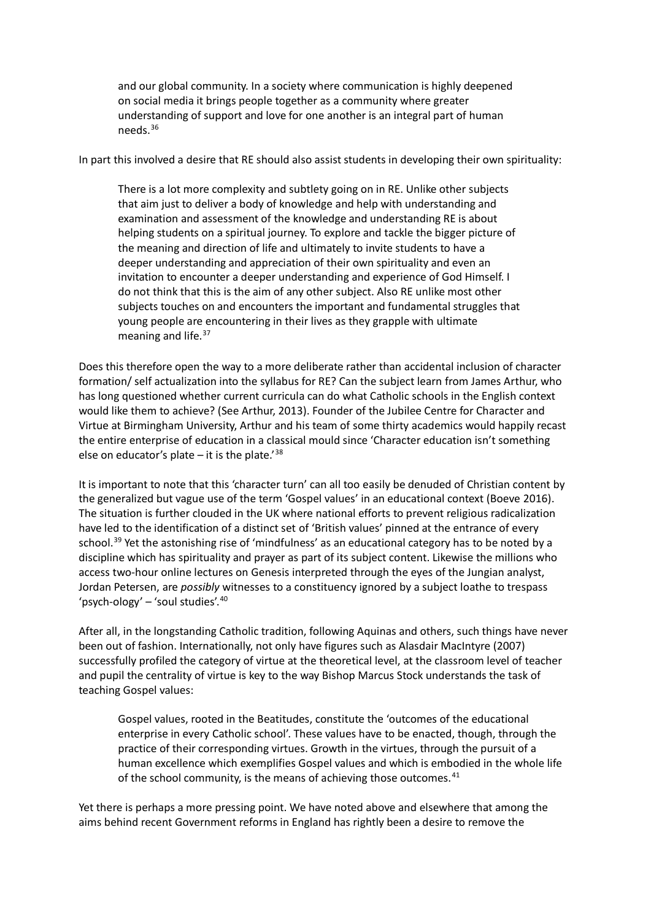> and our global community. In a society where communication is highly deepened on social media it brings people together as a community where greater understanding of support and love for one another is an integral part of human needs.[36]

In part this involved a desire that RE should also assist students in developing their own spirituality:

> There is a lot more complexity and subtlety going on in RE. Unlike other subjects that aim just to deliver a body of knowledge and help with understanding and examination and assessment of the knowledge and understanding RE is about helping students on a spiritual journey. To explore and tackle the bigger picture of the meaning and direction of life and ultimately to invite students to have a deeper understanding and appreciation of their own spirituality and even an invitation to encounter a deeper understanding and experience of God Himself. I do not think that this is the aim of any other subject. Also RE unlike most other subjects touches on and encounters the important and fundamental struggles that young people are encountering in their lives as they grapple with ultimate meaning and life.[37]

Does this therefore open the way to a more deliberate rather than accidental inclusion of character formation/ self actualization into the syllabus for RE? Can the subject learn from James Arthur, who has long questioned whether current curricula can do what Catholic schools in the English context would like them to achieve? (See Arthur, 2013). Founder of the Jubilee Centre for Character and Virtue at Birmingham University, Arthur and his team of some thirty academics would happily recast the entire enterprise of education in a classical mould since 'Character education isn't something else on educator's plate – it is the plate.'[38]

It is important to note that this 'character turn' can all too easily be denuded of Christian content by the generalized but vague use of the term 'Gospel values' in an educational context (Boeve 2016). The situation is further clouded in the UK where national efforts to prevent religious radicalization have led to the identification of a distinct set of 'British values' pinned at the entrance of every school.[39] Yet the astonishing rise of 'mindfulness' as an educational category has to be noted by a discipline which has spirituality and prayer as part of its subject content. Likewise the millions who access two-hour online lectures on Genesis interpreted through the eyes of the Jungian analyst, Jordan Petersen, are *possibly* witnesses to a constituency ignored by a subject loathe to trespass 'psych-ology' – 'soul studies'.[40]

After all, in the longstanding Catholic tradition, following Aquinas and others, such things have never been out of fashion. Internationally, not only have figures such as Alasdair MacIntyre (2007) successfully profiled the category of virtue at the theoretical level, at the classroom level of teacher and pupil the centrality of virtue is key to the way Bishop Marcus Stock understands the task of teaching Gospel values:

> Gospel values, rooted in the Beatitudes, constitute the 'outcomes of the educational enterprise in every Catholic school'. These values have to be enacted, though, through the practice of their corresponding virtues. Growth in the virtues, through the pursuit of a human excellence which exemplifies Gospel values and which is embodied in the whole life of the school community, is the means of achieving those outcomes.[41]

Yet there is perhaps a more pressing point. We have noted above and elsewhere that among the aims behind recent Government reforms in England has rightly been a desire to remove the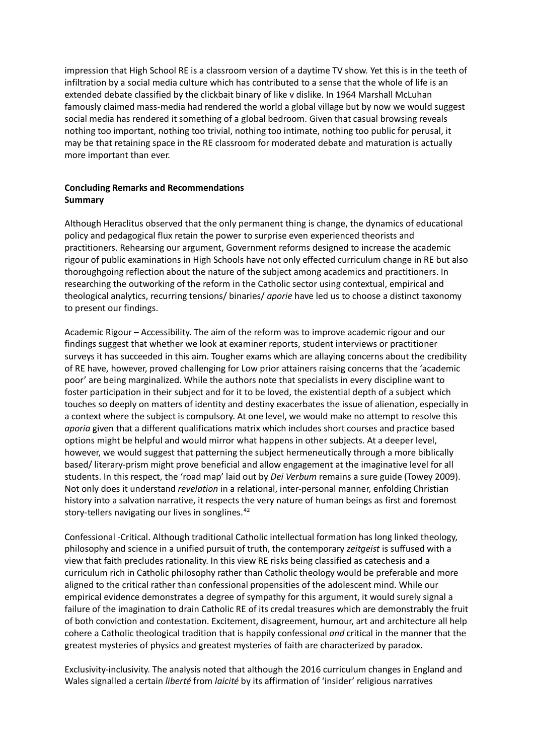impression that High School RE is a classroom version of a daytime TV show. Yet this is in the teeth of infiltration by a social media culture which has contributed to a sense that the whole of life is an extended debate classified by the clickbait binary of like v dislike. In 1964 Marshall McLuhan famously claimed mass-media had rendered the world a global village but by now we would suggest social media has rendered it something of a global bedroom. Given that casual browsing reveals nothing too important, nothing too trivial, nothing too intimate, nothing too public for perusal, it may be that retaining space in the RE classroom for moderated debate and maturation is actually more important than ever.

## Concluding Remarks and Recommendations

### Summary

Although Heraclitus observed that the only permanent thing is change, the dynamics of educational policy and pedagogical flux retain the power to surprise even experienced theorists and practitioners. Rehearsing our argument, Government reforms designed to increase the academic rigour of public examinations in High Schools have not only effected curriculum change in RE but also thoroughgoing reflection about the nature of the subject among academics and practitioners. In researching the outworking of the reform in the Catholic sector using contextual, empirical and theological analytics, recurring tensions/ binaries/ *aporie* have led us to choose a distinct taxonomy to present our findings.

Academic Rigour – Accessibility. The aim of the reform was to improve academic rigour and our findings suggest that whether we look at examiner reports, student interviews or practitioner surveys it has succeeded in this aim. Tougher exams which are allaying concerns about the credibility of RE have, however, proved challenging for Low prior attainers raising concerns that the 'academic poor' are being marginalized. While the authors note that specialists in every discipline want to foster participation in their subject and for it to be loved, the existential depth of a subject which touches so deeply on matters of identity and destiny exacerbates the issue of alienation, especially in a context where the subject is compulsory. At one level, we would make no attempt to resolve this *aporia* given that a different qualifications matrix which includes short courses and practice based options might be helpful and would mirror what happens in other subjects. At a deeper level, however, we would suggest that patterning the subject hermeneutically through a more biblically based/ literary-prism might prove beneficial and allow engagement at the imaginative level for all students. In this respect, the 'road map' laid out by *Dei Verbum* remains a sure guide (Towey 2009). Not only does it understand *revelation* in a relational, inter-personal manner, enfolding Christian history into a salvation narrative, it respects the very nature of human beings as first and foremost story-tellers navigating our lives in songlines.[42]

Confessional -Critical. Although traditional Catholic intellectual formation has long linked theology, philosophy and science in a unified pursuit of truth, the contemporary *zeitgeist* is suffused with a view that faith precludes rationality. In this view RE risks being classified as catechesis and a curriculum rich in Catholic philosophy rather than Catholic theology would be preferable and more aligned to the critical rather than confessional propensities of the adolescent mind. While our empirical evidence demonstrates a degree of sympathy for this argument, it would surely signal a failure of the imagination to drain Catholic RE of its credal treasures which are demonstrably the fruit of both conviction and contestation. Excitement, disagreement, humour, art and architecture all help cohere a Catholic theological tradition that is happily confessional *and* critical in the manner that the greatest mysteries of physics and greatest mysteries of faith are characterized by paradox.

Exclusivity-inclusivity. The analysis noted that although the 2016 curriculum changes in England and Wales signalled a certain *liberté* from *laicité* by its affirmation of 'insider' religious narratives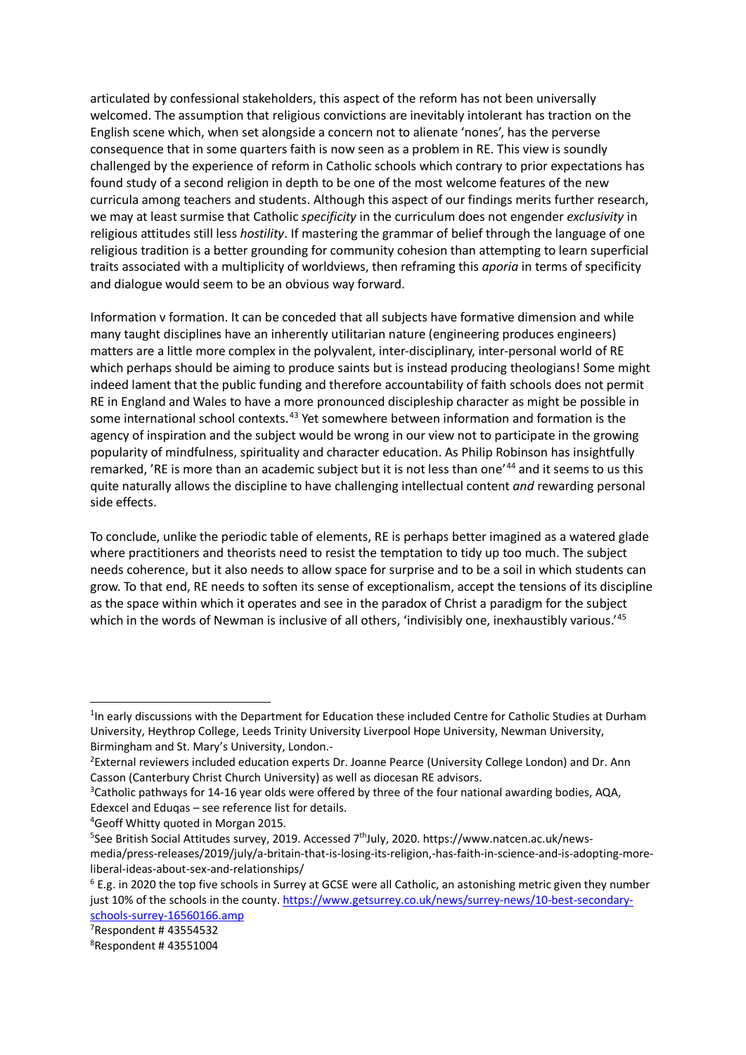articulated by confessional stakeholders, this aspect of the reform has not been universally welcomed. The assumption that religious convictions are inevitably intolerant has traction on the English scene which, when set alongside a concern not to alienate 'nones', has the perverse consequence that in some quarters faith is now seen as a problem in RE. This view is soundly challenged by the experience of reform in Catholic schools which contrary to prior expectations has found study of a second religion in depth to be one of the most welcome features of the new curricula among teachers and students. Although this aspect of our findings merits further research, we may at least surmise that Catholic *specificity* in the curriculum does not engender *exclusivity* in religious attitudes still less *hostility*. If mastering the grammar of belief through the language of one religious tradition is a better grounding for community cohesion than attempting to learn superficial traits associated with a multiplicity of worldviews, then reframing this *aporia* in terms of specificity and dialogue would seem to be an obvious way forward.

Information v formation. It can be conceded that all subjects have formative dimension and while many taught disciplines have an inherently utilitarian nature (engineering produces engineers) matters are a little more complex in the polyvalent, inter-disciplinary, inter-personal world of RE which perhaps should be aiming to produce saints but is instead producing theologians! Some might indeed lament that the public funding and therefore accountability of faith schools does not permit RE in England and Wales to have a more pronounced discipleship character as might be possible in some international school contexts.[43] Yet somewhere between information and formation is the agency of inspiration and the subject would be wrong in our view not to participate in the growing popularity of mindfulness, spirituality and character education. As Philip Robinson has insightfully remarked, 'RE is more than an academic subject but it is not less than one'[44] and it seems to us this quite naturally allows the discipline to have challenging intellectual content *and* rewarding personal side effects.

To conclude, unlike the periodic table of elements, RE is perhaps better imagined as a watered glade where practitioners and theorists need to resist the temptation to tidy up too much. The subject needs coherence, but it also needs to allow space for surprise and to be a soil in which students can grow. To that end, RE needs to soften its sense of exceptionalism, accept the tensions of its discipline as the space within which it operates and see in the paradox of Christ a paradigm for the subject which in the words of Newman is inclusive of all others, 'indivisibly one, inexhaustibly various.'[45]

---

[1]In early discussions with the Department for Education these included Centre for Catholic Studies at Durham University, Heythrop College, Leeds Trinity University Liverpool Hope University, Newman University, Birmingham and St. Mary's University, London.-

[2]External reviewers included education experts Dr. Joanne Pearce (University College London) and Dr. Ann Casson (Canterbury Christ Church University) as well as diocesan RE advisors.

[3]Catholic pathways for 14-16 year olds were offered by three of the four national awarding bodies, AQA, Edexcel and Eduqas – see reference list for details.

[4]Geoff Whitty quoted in Morgan 2015.

[5]See British Social Attitudes survey, 2019. Accessed 7th July, 2020. https://www.natcen.ac.uk/news-media/press-releases/2019/july/a-britain-that-is-losing-its-religion,-has-faith-in-science-and-is-adopting-more-liberal-ideas-about-sex-and-relationships/

[6] E.g. in 2020 the top five schools in Surrey at GCSE were all Catholic, an astonishing metric given they number just 10% of the schools in the county. https://www.getsurrey.co.uk/news/surrey-news/10-best-secondary-schools-surrey-16560166.amp

[7]Respondent # 43554532

[8]Respondent # 43551004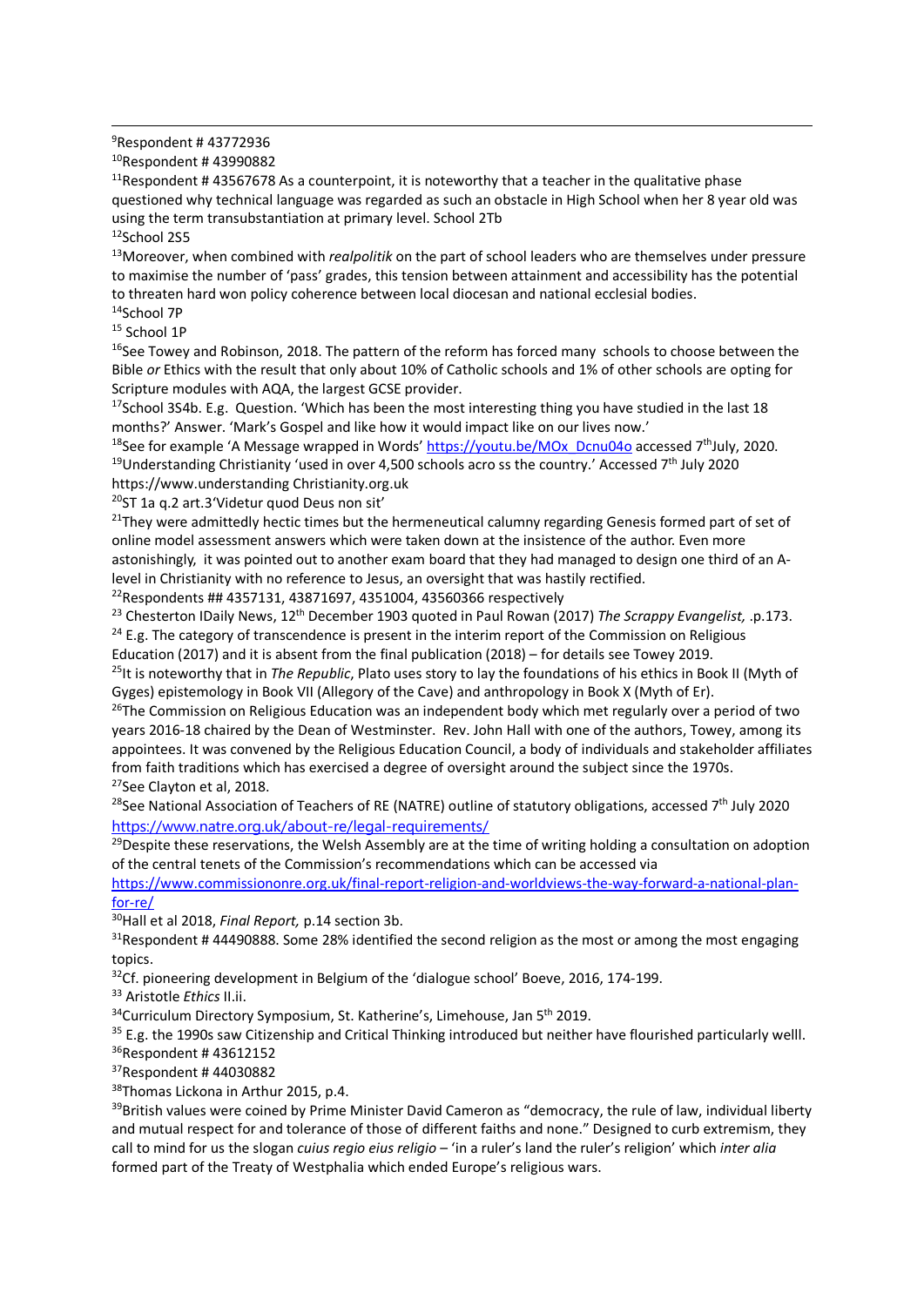[9]Respondent # 43772936

[10]Respondent # 43990882

[11]Respondent # 43567678 As a counterpoint, it is noteworthy that a teacher in the qualitative phase questioned why technical language was regarded as such an obstacle in High School when her 8 year old was using the term transubstantiation at primary level. School 2Tb

[12]School 2S5

[13]Moreover, when combined with *realpolitik* on the part of school leaders who are themselves under pressure to maximise the number of 'pass' grades, this tension between attainment and accessibility has the potential to threaten hard won policy coherence between local diocesan and national ecclesial bodies.

[14]School 7P

[15] School 1P

[16]See Towey and Robinson, 2018. The pattern of the reform has forced many schools to choose between the Bible *or* Ethics with the result that only about 10% of Catholic schools and 1% of other schools are opting for Scripture modules with AQA, the largest GCSE provider.

[17]School 3S4b. E.g. Question. 'Which has been the most interesting thing you have studied in the last 18 months?' Answer. 'Mark's Gospel and like how it would impact like on our lives now.'

[18]See for example 'A Message wrapped in Words' https://youtu.be/MOx_Dcnu04o accessed 7th July, 2020.

[19]Understanding Christianity 'used in over 4,500 schools acro ss the country.' Accessed 7th July 2020 https://www.understanding Christianity.org.uk

[20]ST 1a q.2 art.3'Videtur quod Deus non sit'

[21]They were admittedly hectic times but the hermeneutical calumny regarding Genesis formed part of set of online model assessment answers which were taken down at the insistence of the author. Even more astonishingly, it was pointed out to another exam board that they had managed to design one third of an A-level in Christianity with no reference to Jesus, an oversight that was hastily rectified.

[22]Respondents ## 4357131, 43871697, 4351004, 43560366 respectively

[23] Chesterton IDaily News, 12th December 1903 quoted in Paul Rowan (2017) *The Scrappy Evangelist,* .p.173.

[24] E.g. The category of transcendence is present in the interim report of the Commission on Religious Education (2017) and it is absent from the final publication (2018) – for details see Towey 2019.

[25]It is noteworthy that in *The Republic*, Plato uses story to lay the foundations of his ethics in Book II (Myth of Gyges) epistemology in Book VII (Allegory of the Cave) and anthropology in Book X (Myth of Er).

[26]The Commission on Religious Education was an independent body which met regularly over a period of two years 2016-18 chaired by the Dean of Westminster. Rev. John Hall with one of the authors, Towey, among its appointees. It was convened by the Religious Education Council, a body of individuals and stakeholder affiliates from faith traditions which has exercised a degree of oversight around the subject since the 1970s.

[27]See Clayton et al, 2018.

[28]See National Association of Teachers of RE (NATRE) outline of statutory obligations, accessed 7th July 2020 https://www.natre.org.uk/about-re/legal-requirements/

[29]Despite these reservations, the Welsh Assembly are at the time of writing holding a consultation on adoption of the central tenets of the Commission's recommendations which can be accessed via https://www.commissiononre.org.uk/final-report-religion-and-worldviews-the-way-forward-a-national-plan-for-re/

[30]Hall et al 2018, *Final Report,* p.14 section 3b.

[31]Respondent # 44490888. Some 28% identified the second religion as the most or among the most engaging topics.

[32]Cf. pioneering development in Belgium of the 'dialogue school' Boeve, 2016, 174-199.

[33] Aristotle *Ethics* II.ii.

[34]Curriculum Directory Symposium, St. Katherine's, Limehouse, Jan 5th 2019.

[35] E.g. the 1990s saw Citizenship and Critical Thinking introduced but neither have flourished particularly welll.

[36]Respondent # 43612152

[37]Respondent # 44030882

[38]Thomas Lickona in Arthur 2015, p.4.

[39]British values were coined by Prime Minister David Cameron as "democracy, the rule of law, individual liberty and mutual respect for and tolerance of those of different faiths and none." Designed to curb extremism, they call to mind for us the slogan *cuius regio eius religio* – 'in a ruler's land the ruler's religion' which *inter alia* formed part of the Treaty of Westphalia which ended Europe's religious wars.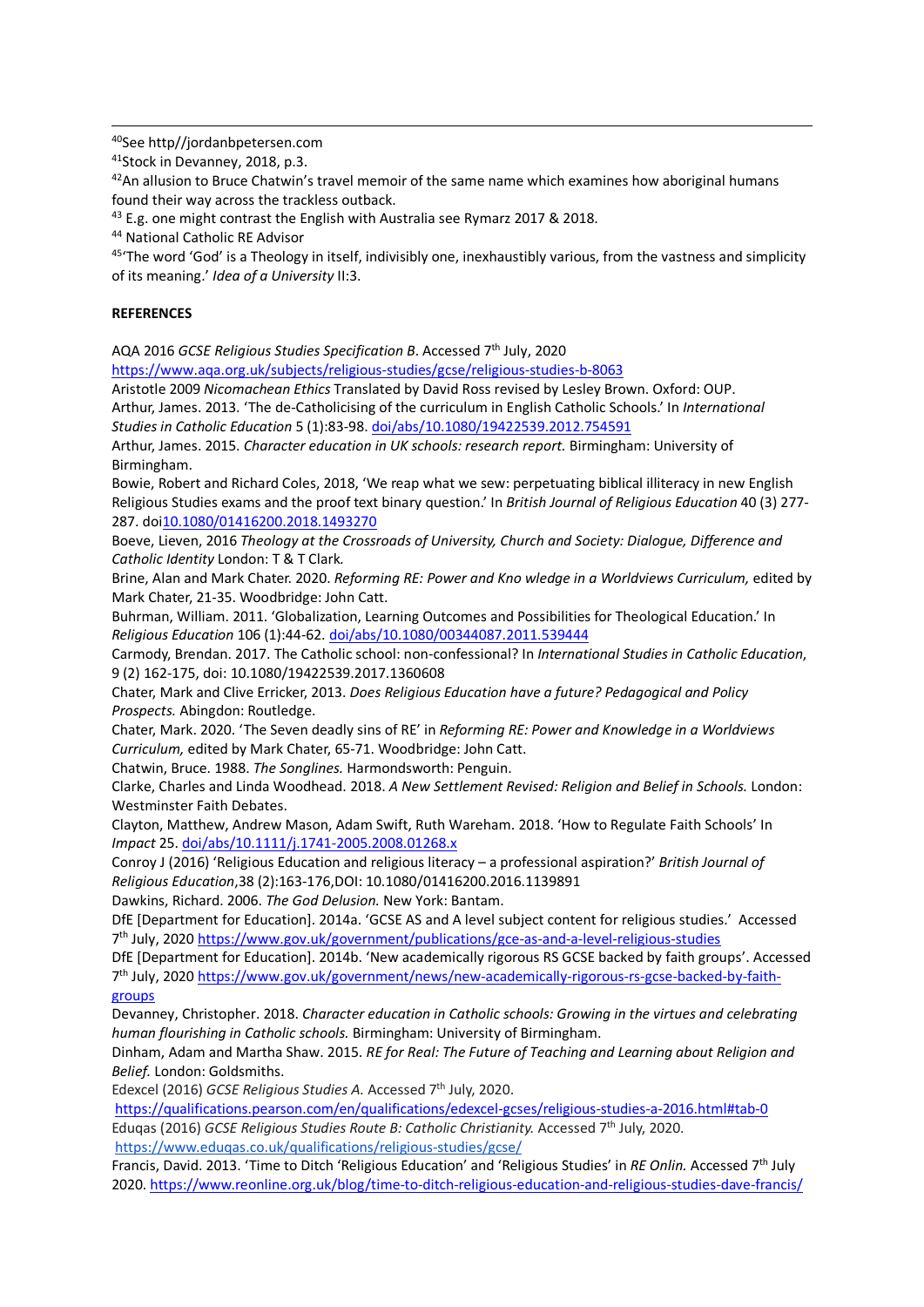[40]See http//jordanbpetersen.com

[41]Stock in Devanney, 2018, p.3.

[42]An allusion to Bruce Chatwin's travel memoir of the same name which examines how aboriginal humans found their way across the trackless outback.

[43] E.g. one might contrast the English with Australia see Rymarz 2017 & 2018.

[44] National Catholic RE Advisor

[45]'The word 'God' is a Theology in itself, indivisibly one, inexhaustibly various, from the vastness and simplicity of its meaning.' *Idea of a University* II:3.

**REFERENCES**

AQA 2016 *GCSE Religious Studies Specification B*. Accessed 7th July, 2020 https://www.aqa.org.uk/subjects/religious-studies/gcse/religious-studies-b-8063

Aristotle 2009 *Nicomachean Ethics* Translated by David Ross revised by Lesley Brown. Oxford: OUP.

Arthur, James. 2013. 'The de-Catholicising of the curriculum in English Catholic Schools.' In *International Studies in Catholic Education* 5 (1):83-98. doi/abs/10.1080/19422539.2012.754591

Arthur, James. 2015. *Character education in UK schools: research report.* Birmingham: University of Birmingham.

Bowie, Robert and Richard Coles, 2018, 'We reap what we sew: perpetuating biblical illiteracy in new English Religious Studies exams and the proof text binary question.' In *British Journal of Religious Education* 40 (3) 277-287. doi10.1080/01416200.2018.1493270

Boeve, Lieven, 2016 *Theology at the Crossroads of University, Church and Society: Dialogue, Difference and Catholic Identity* London: T & T Clark.

Brine, Alan and Mark Chater. 2020. *Reforming RE: Power and Kno wledge in a Worldviews Curriculum,* edited by Mark Chater, 21-35. Woodbridge: John Catt.

Buhrman, William. 2011. 'Globalization, Learning Outcomes and Possibilities for Theological Education.' In *Religious Education* 106 (1):44-62. doi/abs/10.1080/00344087.2011.539444

Carmody, Brendan. 2017. The Catholic school: non-confessional? In *International Studies in Catholic Education*, 9 (2) 162-175, doi: 10.1080/19422539.2017.1360608

Chater, Mark and Clive Erricker, 2013. *Does Religious Education have a future? Pedagogical and Policy Prospects.* Abingdon: Routledge.

Chater, Mark. 2020. 'The Seven deadly sins of RE' in *Reforming RE: Power and Knowledge in a Worldviews Curriculum,* edited by Mark Chater, 65-71. Woodbridge: John Catt.

Chatwin, Bruce. 1988. *The Songlines.* Harmondsworth: Penguin.

Clarke, Charles and Linda Woodhead. 2018. *A New Settlement Revised: Religion and Belief in Schools.* London: Westminster Faith Debates.

Clayton, Matthew, Andrew Mason, Adam Swift, Ruth Wareham. 2018. 'How to Regulate Faith Schools' In *Impact* 25. doi/abs/10.1111/j.1741-2005.2008.01268.x

Conroy J (2016) 'Religious Education and religious literacy – a professional aspiration?' *British Journal of Religious Education*,38 (2):163-176,DOI: 10.1080/01416200.2016.1139891

Dawkins, Richard. 2006. *The God Delusion.* New York: Bantam.

DfE [Department for Education]. 2014a. 'GCSE AS and A level subject content for religious studies.' Accessed 7th July, 2020 https://www.gov.uk/government/publications/gce-as-and-a-level-religious-studies

DfE [Department for Education]. 2014b. 'New academically rigorous RS GCSE backed by faith groups'. Accessed 7th July, 2020 https://www.gov.uk/government/news/new-academically-rigorous-rs-gcse-backed-by-faith-groups

Devanney, Christopher. 2018. *Character education in Catholic schools: Growing in the virtues and celebrating human flourishing in Catholic schools.* Birmingham: University of Birmingham.

Dinham, Adam and Martha Shaw. 2015. *RE for Real: The Future of Teaching and Learning about Religion and Belief.* London: Goldsmiths.

Edexcel (2016) *GCSE Religious Studies A.* Accessed 7th July, 2020.
https://qualifications.pearson.com/en/qualifications/edexcel-gcses/religious-studies-a-2016.html#tab-0

Eduqas (2016) *GCSE Religious Studies Route B: Catholic Christianity.* Accessed 7th July, 2020.
https://www.eduqas.co.uk/qualifications/religious-studies/gcse/

Francis, David. 2013. 'Time to Ditch 'Religious Education' and 'Religious Studies' in *RE Onlin.* Accessed 7th July 2020. https://www.reonline.org.uk/blog/time-to-ditch-religious-education-and-religious-studies-dave-francis/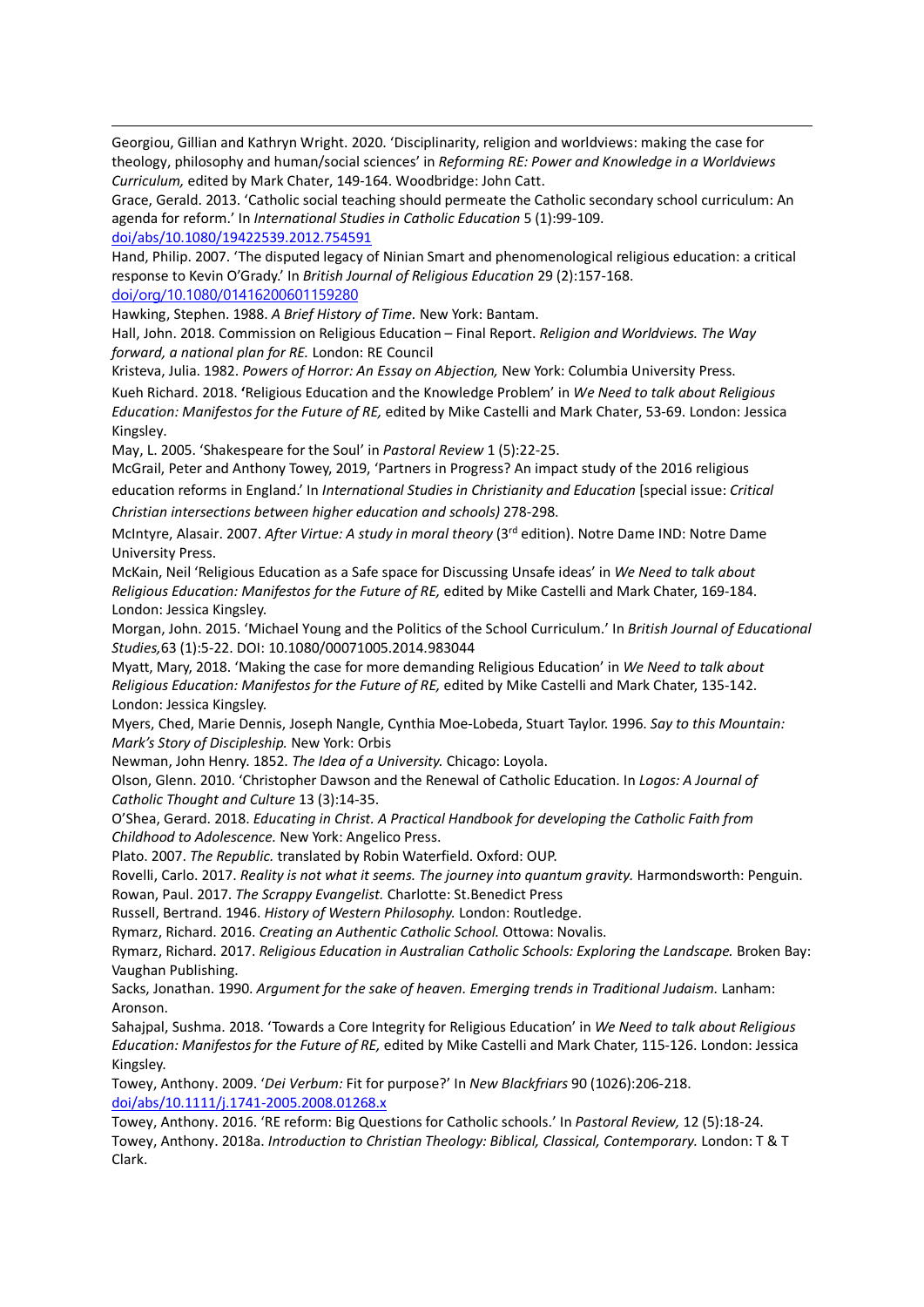Georgiou, Gillian and Kathryn Wright. 2020. 'Disciplinarity, religion and worldviews: making the case for theology, philosophy and human/social sciences' in *Reforming RE: Power and Knowledge in a Worldviews Curriculum,* edited by Mark Chater, 149-164. Woodbridge: John Catt.

Grace, Gerald. 2013. 'Catholic social teaching should permeate the Catholic secondary school curriculum: An agenda for reform.' In *International Studies in Catholic Education* 5 (1):99-109. doi/abs/10.1080/19422539.2012.754591

Hand, Philip. 2007. 'The disputed legacy of Ninian Smart and phenomenological religious education: a critical response to Kevin O'Grady.' In *British Journal of Religious Education* 29 (2):157-168. doi/org/10.1080/01416200601159280

Hawking, Stephen. 1988. *A Brief History of Time.* New York: Bantam.

Hall, John. 2018. Commission on Religious Education – Final Report. *Religion and Worldviews. The Way forward, a national plan for RE.* London: RE Council

Kristeva, Julia. 1982. *Powers of Horror: An Essay on Abjection,* New York: Columbia University Press.

Kueh Richard. 2018. 'Religious Education and the Knowledge Problem' in *We Need to talk about Religious Education: Manifestos for the Future of RE,* edited by Mike Castelli and Mark Chater, 53-69. London: Jessica Kingsley.

May, L. 2005. 'Shakespeare for the Soul' in *Pastoral Review* 1 (5):22-25.

McGrail, Peter and Anthony Towey, 2019, 'Partners in Progress? An impact study of the 2016 religious education reforms in England.' In *International Studies in Christianity and Education* [special issue: *Critical Christian intersections between higher education and schools)* 278-298.

McIntyre, Alasair. 2007. *After Virtue: A study in moral theory* (3rd edition). Notre Dame IND: Notre Dame University Press.

McKain, Neil 'Religious Education as a Safe space for Discussing Unsafe ideas' in *We Need to talk about Religious Education: Manifestos for the Future of RE,* edited by Mike Castelli and Mark Chater, 169-184. London: Jessica Kingsley.

Morgan, John. 2015. 'Michael Young and the Politics of the School Curriculum.' In *British Journal of Educational Studies,*63 (1):5-22. DOI: 10.1080/00071005.2014.983044

Myatt, Mary, 2018. 'Making the case for more demanding Religious Education' in *We Need to talk about Religious Education: Manifestos for the Future of RE,* edited by Mike Castelli and Mark Chater, 135-142. London: Jessica Kingsley.

Myers, Ched, Marie Dennis, Joseph Nangle, Cynthia Moe-Lobeda, Stuart Taylor. 1996. *Say to this Mountain: Mark's Story of Discipleship.* New York: Orbis

Newman, John Henry. 1852. *The Idea of a University.* Chicago: Loyola.

Olson, Glenn. 2010. 'Christopher Dawson and the Renewal of Catholic Education. In *Logos: A Journal of Catholic Thought and Culture* 13 (3):14-35.

O'Shea, Gerard. 2018. *Educating in Christ. A Practical Handbook for developing the Catholic Faith from Childhood to Adolescence.* New York: Angelico Press.

Plato. 2007. *The Republic.* translated by Robin Waterfield. Oxford: OUP.

Rovelli, Carlo. 2017. *Reality is not what it seems. The journey into quantum gravity.* Harmondsworth: Penguin.

Rowan, Paul. 2017. *The Scrappy Evangelist.* Charlotte: St.Benedict Press

Russell, Bertrand. 1946. *History of Western Philosophy.* London: Routledge.

Rymarz, Richard. 2016. *Creating an Authentic Catholic School.* Ottowa: Novalis.

Rymarz, Richard. 2017. *Religious Education in Australian Catholic Schools: Exploring the Landscape.* Broken Bay: Vaughan Publishing.

Sacks, Jonathan. 1990. *Argument for the sake of heaven. Emerging trends in Traditional Judaism.* Lanham: Aronson.

Sahajpal, Sushma. 2018. 'Towards a Core Integrity for Religious Education' in *We Need to talk about Religious Education: Manifestos for the Future of RE,* edited by Mike Castelli and Mark Chater, 115-126. London: Jessica Kingsley.

Towey, Anthony. 2009. '*Dei Verbum:* Fit for purpose?' In *New Blackfriars* 90 (1026):206-218. doi/abs/10.1111/j.1741-2005.2008.01268.x

Towey, Anthony. 2016. 'RE reform: Big Questions for Catholic schools.' In *Pastoral Review,* 12 (5):18-24.

Towey, Anthony. 2018a. *Introduction to Christian Theology: Biblical, Classical, Contemporary.* London: T & T Clark.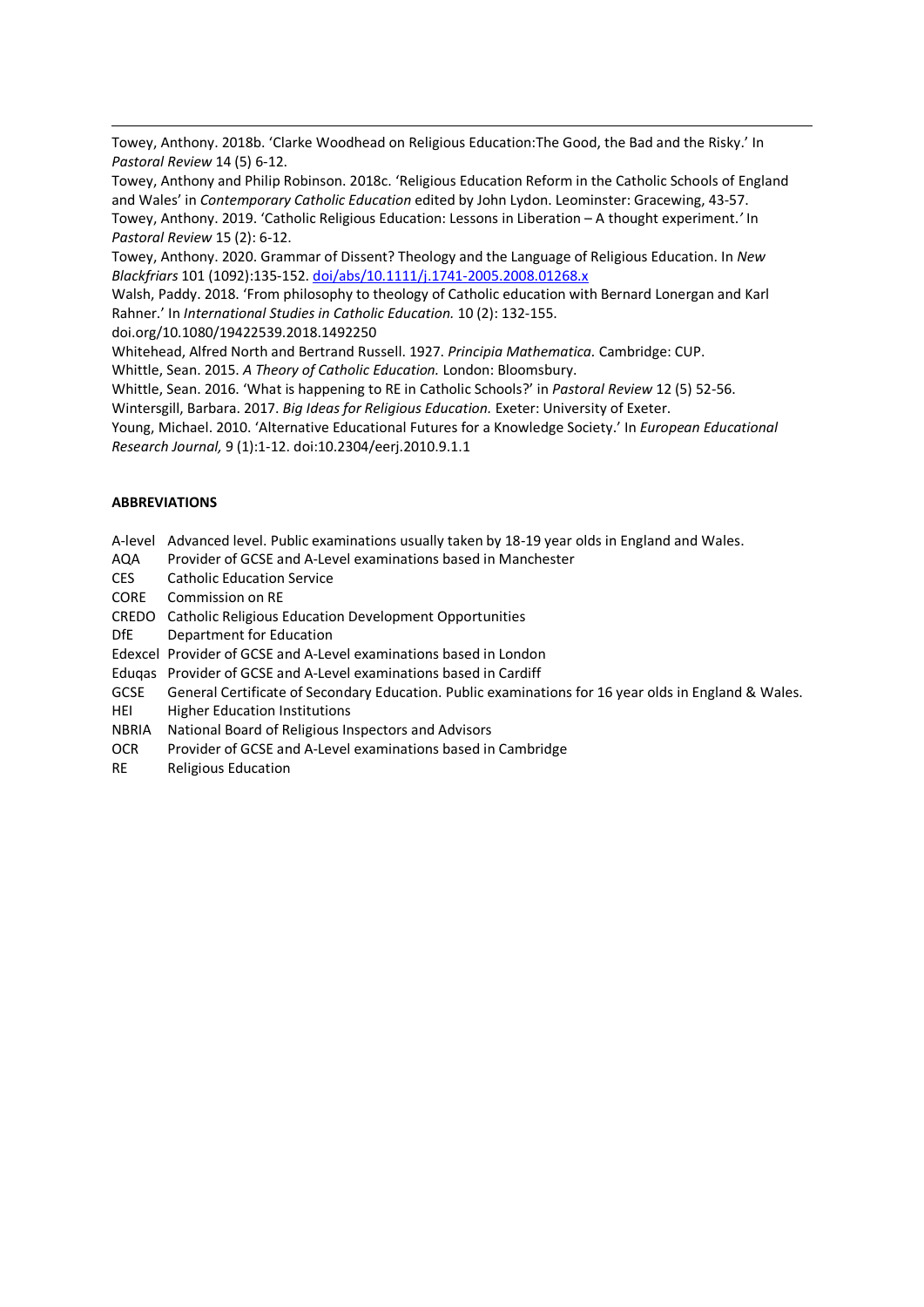Towey, Anthony. 2018b. 'Clarke Woodhead on Religious Education:The Good, the Bad and the Risky.' In *Pastoral Review* 14 (5) 6-12.

Towey, Anthony and Philip Robinson. 2018c. 'Religious Education Reform in the Catholic Schools of England and Wales' in *Contemporary Catholic Education* edited by John Lydon. Leominster: Gracewing, 43-57.

Towey, Anthony. 2019. 'Catholic Religious Education: Lessons in Liberation – A thought experiment.' In *Pastoral Review* 15 (2): 6-12.

Towey, Anthony. 2020. Grammar of Dissent? Theology and the Language of Religious Education. In *New Blackfriars* 101 (1092):135-152. [doi/abs/10.1111/j.1741-2005.2008.01268.x](doi/abs/10.1111/j.1741-2005.2008.01268.x)

Walsh, Paddy. 2018. 'From philosophy to theology of Catholic education with Bernard Lonergan and Karl Rahner.' In *International Studies in Catholic Education.* 10 (2): 132-155. doi.org/10.1080/19422539.2018.1492250

Whitehead, Alfred North and Bertrand Russell. 1927. *Principia Mathematica.* Cambridge: CUP.

Whittle, Sean. 2015. *A Theory of Catholic Education.* London: Bloomsbury.

Whittle, Sean. 2016. 'What is happening to RE in Catholic Schools?' in *Pastoral Review* 12 (5) 52-56.

Wintersgill, Barbara. 2017. *Big Ideas for Religious Education.* Exeter: University of Exeter.

Young, Michael. 2010. 'Alternative Educational Futures for a Knowledge Society.' In *European Educational Research Journal,* 9 (1):1-12. doi:10.2304/eerj.2010.9.1.1

**ABBREVIATIONS**

| | |
|---|---|
| A-level | Advanced level. Public examinations usually taken by 18-19 year olds in England and Wales. |
| AQA | Provider of GCSE and A-Level examinations based in Manchester |
| CES | Catholic Education Service |
| CORE | Commission on RE |
| CREDO | Catholic Religious Education Development Opportunities |
| DfE | Department for Education |
| Edexcel | Provider of GCSE and A-Level examinations based in London |
| Eduqas | Provider of GCSE and A-Level examinations based in Cardiff |
| GCSE | General Certificate of Secondary Education. Public examinations for 16 year olds in England & Wales. |
| HEI | Higher Education Institutions |
| NBRIA | National Board of Religious Inspectors and Advisors |
| OCR | Provider of GCSE and A-Level examinations based in Cambridge |
| RE | Religious Education |